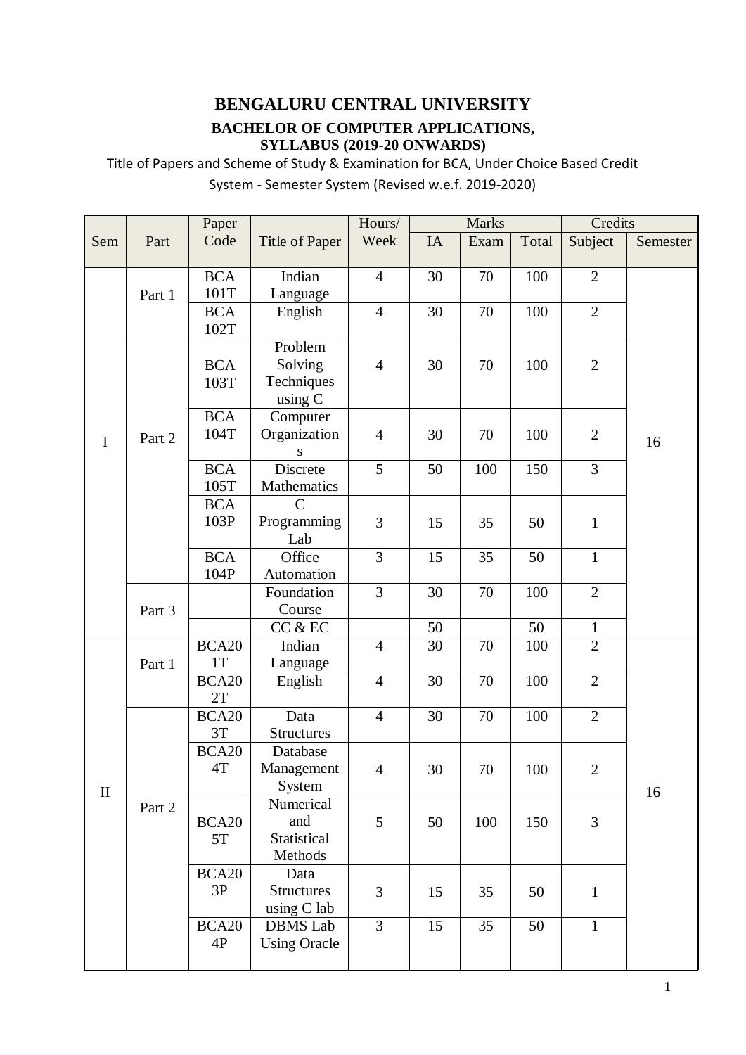# BENGALURU CENTRAL UNIVERSITY

## BACHELOR OF COMPUTER APPLICATIONS, SYLLABUS (2019-20 ONWARDS)

Title of Papers and Scheme of Study & Examination for BCA, Under Choice Based Credit System - Semester System (Revised w.e.f. 2019-2020)

| Sem | Part | Paper Code | Title of Paper | Hours/ Week | Marks | | | Credits | |
|---|---|---|---|---|---|---|---|---|---|
| | | | | | IA | Exam | Total | Subject | Semester |
| I | Part 1 | BCA 101T | Indian Language | 4 | 30 | 70 | 100 | 2 | 16 |
| | | BCA 102T | English | 4 | 30 | 70 | 100 | 2 | |
| | Part 2 | BCA 103T | Problem Solving Techniques using C | 4 | 30 | 70 | 100 | 2 | |
| | | BCA 104T | Computer Organizations | 4 | 30 | 70 | 100 | 2 | |
| | | BCA 105T | Discrete Mathematics | 5 | 50 | 100 | 150 | 3 | |
| | | BCA 103P | C Programming Lab | 3 | 15 | 35 | 50 | 1 | |
| | | BCA 104P | Office Automation | 3 | 15 | 35 | 50 | 1 | |
| | Part 3 | | Foundation Course | 3 | 30 | 70 | 100 | 2 | |
| | | | CC & EC | | 50 | | 50 | 1 | |
| II | Part 1 | BCA201T | Indian Language | 4 | 30 | 70 | 100 | 2 | 16 |
| | | BCA202T | English | 4 | 30 | 70 | 100 | 2 | |
| | Part 2 | BCA203T | Data Structures | 4 | 30 | 70 | 100 | 2 | |
| | | BCA204T | Database Management System | 4 | 30 | 70 | 100 | 2 | |
| | | BCA205T | Numerical and Statistical Methods | 5 | 50 | 100 | 150 | 3 | |
| | | BCA203P | Data Structures using C lab | 3 | 15 | 35 | 50 | 1 | |
| | | BCA204P | DBMS Lab Using Oracle | 3 | 15 | 35 | 50 | 1 | |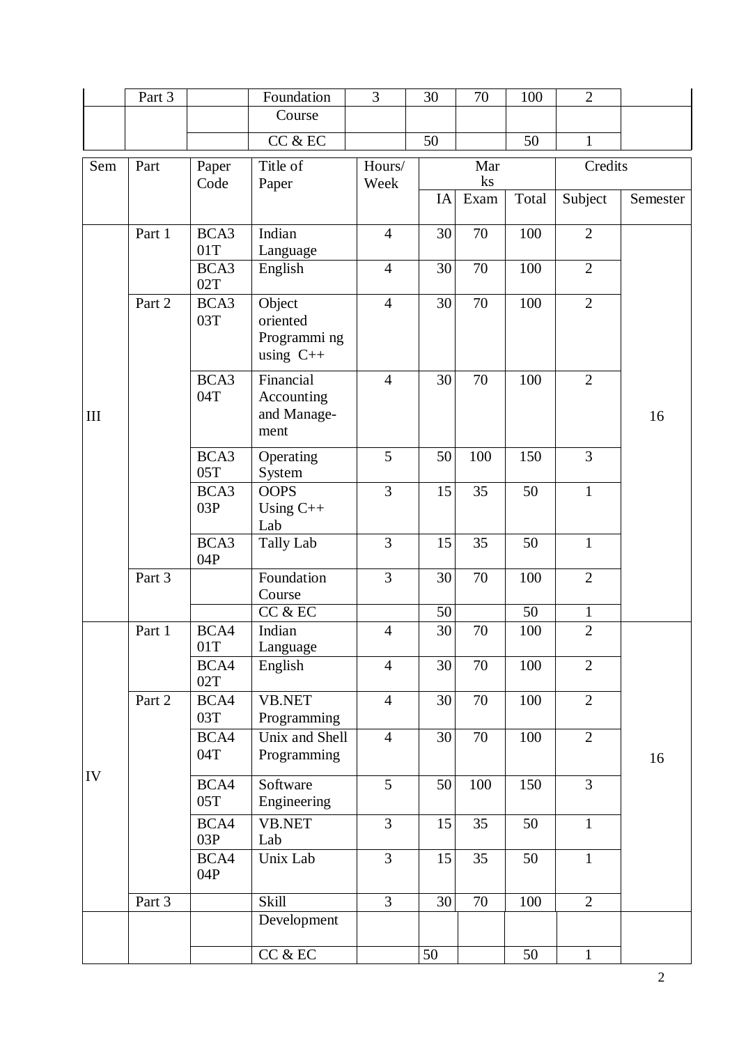| | Part 3 | | Foundation Course | 3 | 30 | 70 | 100 | 2 | |
|---|---|---|---|---|---|---|---|---|---|
| | | | CC & EC | | 50 | | 50 | 1 | |

| Sem | Part | Paper Code | Title of Paper | Hours/ Week | Marks | | | Credits | |
|---|---|---|---|---|---|---|---|---|---|
| | | | | | IA | Exam | Total | Subject | Semester |
| III | Part 1 | BCA301T | Indian Language | 4 | 30 | 70 | 100 | 2 | 16 |
| | | BCA302T | English | 4 | 30 | 70 | 100 | 2 | |
| | Part 2 | BCA303T | Object oriented Programmi ng using C++ | 4 | 30 | 70 | 100 | 2 | |
| | | BCA304T | Financial Accounting and Manage-ment | 4 | 30 | 70 | 100 | 2 | |
| | | BCA305T | Operating System | 5 | 50 | 100 | 150 | 3 | |
| | | BCA303P | OOPS Using C++ Lab | 3 | 15 | 35 | 50 | 1 | |
| | | BCA304P | Tally Lab | 3 | 15 | 35 | 50 | 1 | |
| | Part 3 | | Foundation Course | 3 | 30 | 70 | 100 | 2 | |
| | | | CC & EC | | 50 | | 50 | 1 | |
| IV | Part 1 | BCA401T | Indian Language | 4 | 30 | 70 | 100 | 2 | 16 |
| | | BCA402T | English | 4 | 30 | 70 | 100 | 2 | |
| | Part 2 | BCA403T | VB.NET Programming | 4 | 30 | 70 | 100 | 2 | |
| | | BCA404T | Unix and Shell Programming | 4 | 30 | 70 | 100 | 2 | |
| | | BCA405T | Software Engineering | 5 | 50 | 100 | 150 | 3 | |
| | | BCA403P | VB.NET Lab | 3 | 15 | 35 | 50 | 1 | |
| | | BCA404P | Unix Lab | 3 | 15 | 35 | 50 | 1 | |
| | Part 3 | | Skill Development | 3 | 30 | 70 | 100 | 2 | |
| | | | CC & EC | | 50 | | 50 | 1 | |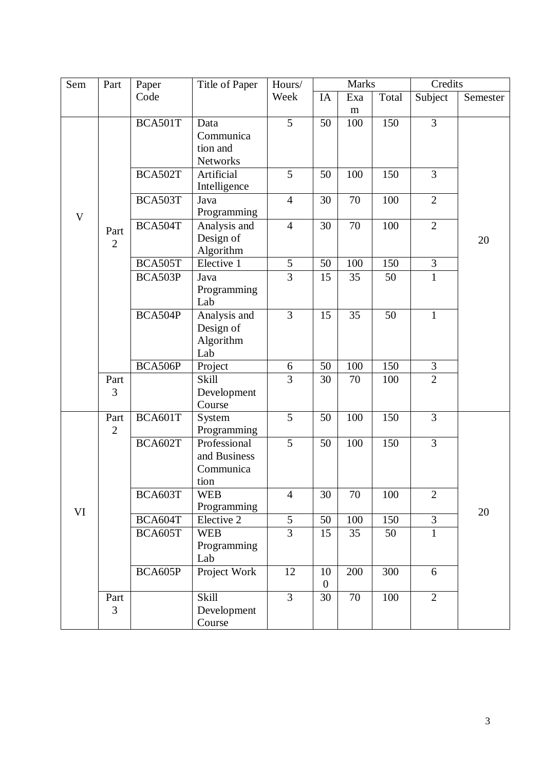| Sem | Part | Paper Code | Title of Paper | Hours/ Week | Marks | | | Credits | |
|---|---|---|---|---|---|---|---|---|---|
| | | | | | IA | Exam | Total | Subject | Semester |
| V | Part 2 | BCA501T | Data Communication and Networks | 5 | 50 | 100 | 150 | 3 | 20 |
| | | BCA502T | Artificial Intelligence | 5 | 50 | 100 | 150 | 3 | |
| | | BCA503T | Java Programming | 4 | 30 | 70 | 100 | 2 | |
| | | BCA504T | Analysis and Design of Algorithm | 4 | 30 | 70 | 100 | 2 | |
| | | BCA505T | Elective 1 | 5 | 50 | 100 | 150 | 3 | |
| | | BCA503P | Java Programming Lab | 3 | 15 | 35 | 50 | 1 | |
| | | BCA504P | Analysis and Design of Algorithm Lab | 3 | 15 | 35 | 50 | 1 | |
| | | BCA506P | Project | 6 | 50 | 100 | 150 | 3 | |
| | Part 3 | | Skill Development Course | 3 | 30 | 70 | 100 | 2 | |
| VI | Part 2 | BCA601T | System Programming | 5 | 50 | 100 | 150 | 3 | 20 |
| | | BCA602T | Professional and Business Communication | 5 | 50 | 100 | 150 | 3 | |
| | | BCA603T | WEB Programming | 4 | 30 | 70 | 100 | 2 | |
| | | BCA604T | Elective 2 | 5 | 50 | 100 | 150 | 3 | |
| | | BCA605T | WEB Programming Lab | 3 | 15 | 35 | 50 | 1 | |
| | | BCA605P | Project Work | 12 | 100 | 200 | 300 | 6 | |
| | Part 3 | | Skill Development Course | 3 | 30 | 70 | 100 | 2 | |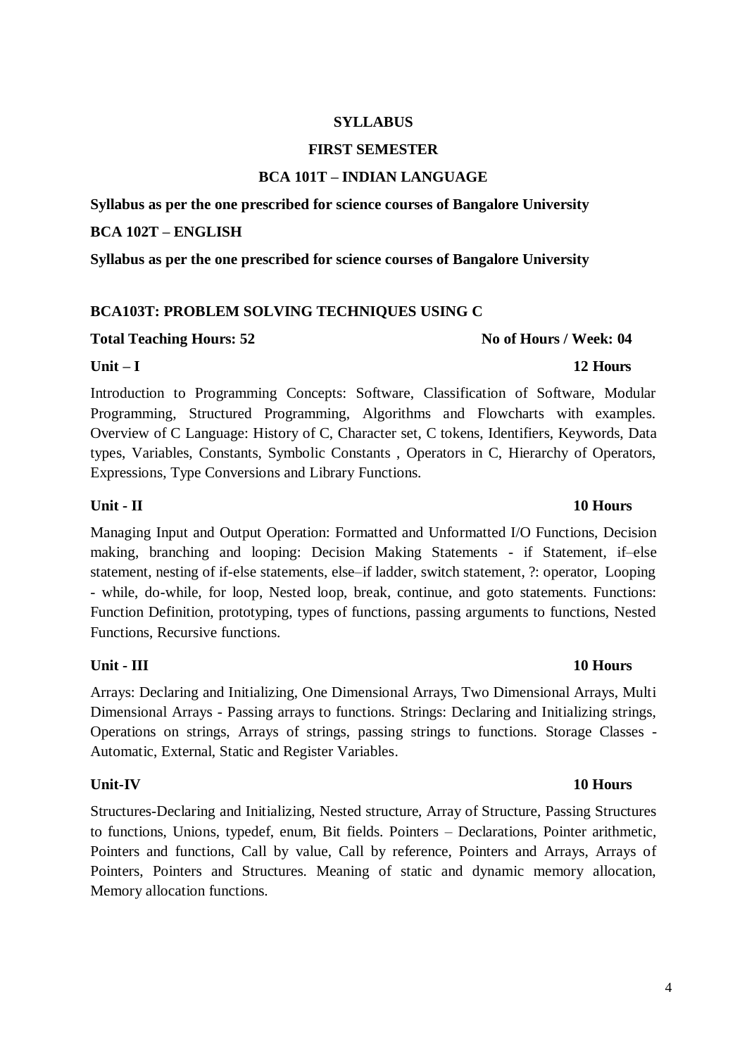# SYLLABUS

## FIRST SEMESTER

### BCA 101T – INDIAN LANGUAGE

**Syllabus as per the one prescribed for science courses of Bangalore University**

**BCA 102T – ENGLISH**

**Syllabus as per the one prescribed for science courses of Bangalore University**

### BCA103T: PROBLEM SOLVING TECHNIQUES USING C

**Total Teaching Hours: 52** **No of Hours / Week: 04**

**Unit – I** **12 Hours**

Introduction to Programming Concepts: Software, Classification of Software, Modular Programming, Structured Programming, Algorithms and Flowcharts with examples. Overview of C Language: History of C, Character set, C tokens, Identifiers, Keywords, Data types, Variables, Constants, Symbolic Constants , Operators in C, Hierarchy of Operators, Expressions, Type Conversions and Library Functions.

**Unit - II** **10 Hours**

Managing Input and Output Operation: Formatted and Unformatted I/O Functions, Decision making, branching and looping: Decision Making Statements - if Statement, if–else statement, nesting of if-else statements, else–if ladder, switch statement, ?: operator, Looping - while, do-while, for loop, Nested loop, break, continue, and goto statements. Functions: Function Definition, prototyping, types of functions, passing arguments to functions, Nested Functions, Recursive functions.

**Unit - III** **10 Hours**

Arrays: Declaring and Initializing, One Dimensional Arrays, Two Dimensional Arrays, Multi Dimensional Arrays - Passing arrays to functions. Strings: Declaring and Initializing strings, Operations on strings, Arrays of strings, passing strings to functions. Storage Classes - Automatic, External, Static and Register Variables.

**Unit-IV** **10 Hours**

Structures-Declaring and Initializing, Nested structure, Array of Structure, Passing Structures to functions, Unions, typedef, enum, Bit fields. Pointers – Declarations, Pointer arithmetic, Pointers and functions, Call by value, Call by reference, Pointers and Arrays, Arrays of Pointers, Pointers and Structures. Meaning of static and dynamic memory allocation, Memory allocation functions.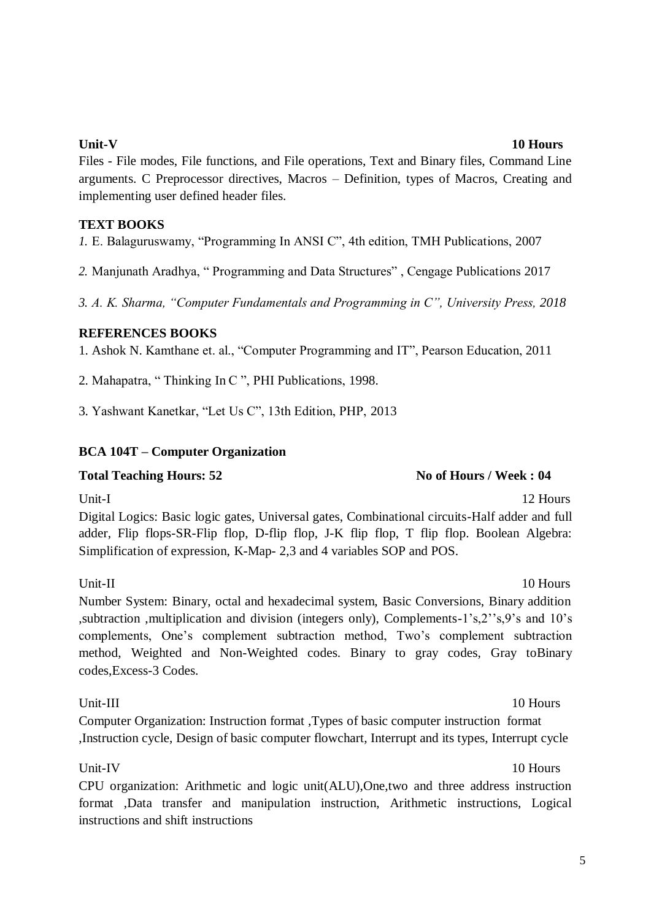**Unit-V 10 Hours**

Files - File modes, File functions, and File operations, Text and Binary files, Command Line arguments. C Preprocessor directives, Macros – Definition, types of Macros, Creating and implementing user defined header files.

**TEXT BOOKS**

*1.* E. Balaguruswamy, "Programming In ANSI C", 4th edition, TMH Publications, 2007

*2.* Manjunath Aradhya, " Programming and Data Structures" , Cengage Publications 2017

*3. A. K. Sharma, "Computer Fundamentals and Programming in C", University Press, 2018*

**REFERENCES BOOKS**

1. Ashok N. Kamthane et. al., "Computer Programming and IT", Pearson Education, 2011

2. Mahapatra, " Thinking In C ", PHI Publications, 1998.

3. Yashwant Kanetkar, "Let Us C", 13th Edition, PHP, 2013

**BCA 104T – Computer Organization**

**Total Teaching Hours: 52 No of Hours / Week : 04**

Unit-I 12 Hours

Digital Logics: Basic logic gates, Universal gates, Combinational circuits-Half adder and full adder, Flip flops-SR-Flip flop, D-flip flop, J-K flip flop, T flip flop. Boolean Algebra: Simplification of expression, K-Map- 2,3 and 4 variables SOP and POS.

Unit-II 10 Hours

Number System: Binary, octal and hexadecimal system, Basic Conversions, Binary addition ,subtraction ,multiplication and division (integers only), Complements-1's,2''s,9's and 10's complements, One's complement subtraction method, Two's complement subtraction method, Weighted and Non-Weighted codes. Binary to gray codes, Gray toBinary codes,Excess-3 Codes.

Unit-III 10 Hours

Computer Organization: Instruction format ,Types of basic computer instruction format ,Instruction cycle, Design of basic computer flowchart, Interrupt and its types, Interrupt cycle

Unit-IV 10 Hours

CPU organization: Arithmetic and logic unit(ALU),One,two and three address instruction format ,Data transfer and manipulation instruction, Arithmetic instructions, Logical instructions and shift instructions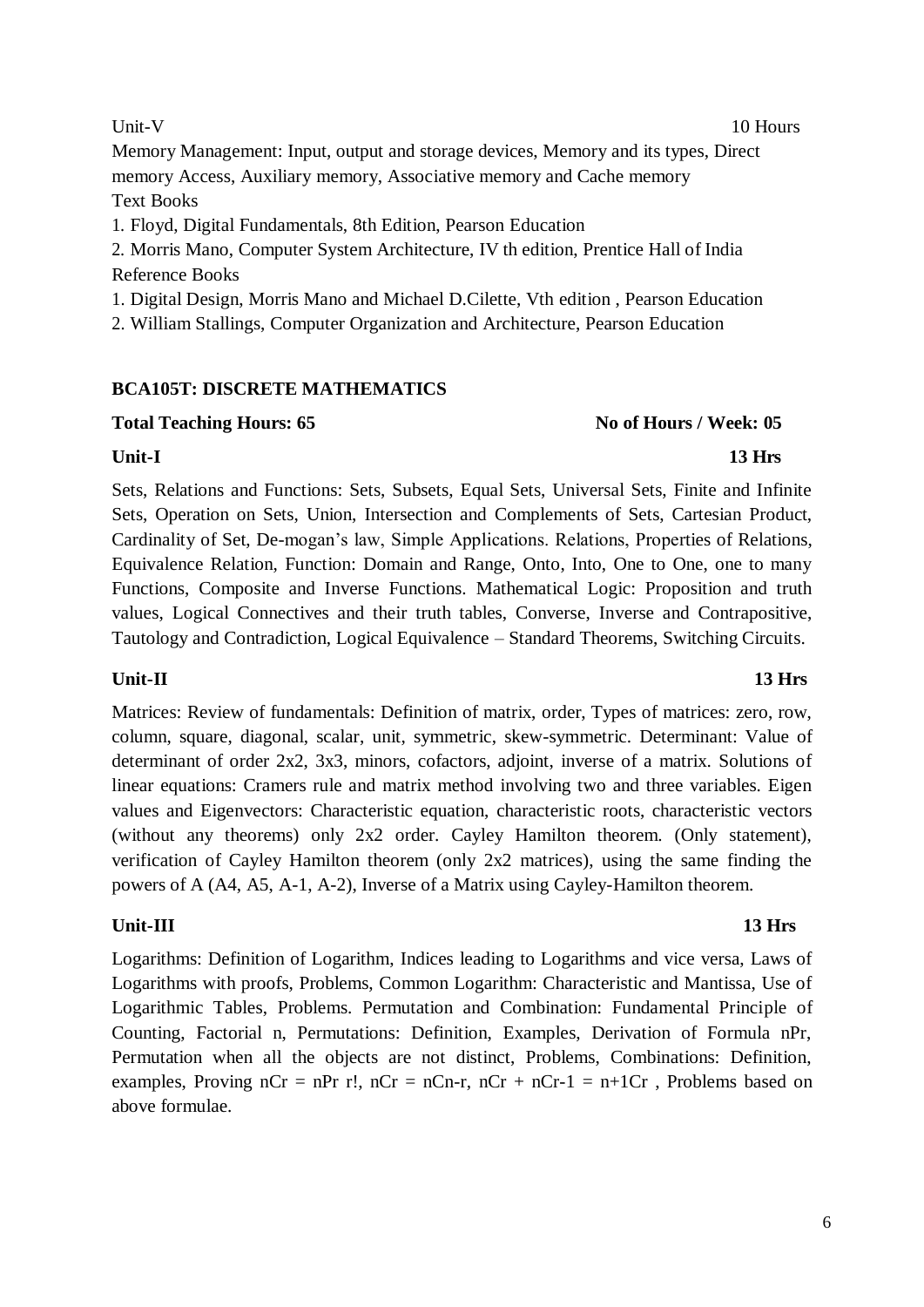Unit-V 10 Hours

Memory Management: Input, output and storage devices, Memory and its types, Direct memory Access, Auxiliary memory, Associative memory and Cache memory

Text Books

1. Floyd, Digital Fundamentals, 8th Edition, Pearson Education
2. Morris Mano, Computer System Architecture, IV th edition, Prentice Hall of India

Reference Books

1. Digital Design, Morris Mano and Michael D.Cilette, Vth edition , Pearson Education
2. William Stallings, Computer Organization and Architecture, Pearson Education

## BCA105T: DISCRETE MATHEMATICS

**Total Teaching Hours: 65** **No of Hours / Week: 05**

**Unit-I** **13 Hrs**

Sets, Relations and Functions: Sets, Subsets, Equal Sets, Universal Sets, Finite and Infinite Sets, Operation on Sets, Union, Intersection and Complements of Sets, Cartesian Product, Cardinality of Set, De-mogan's law, Simple Applications. Relations, Properties of Relations, Equivalence Relation, Function: Domain and Range, Onto, Into, One to One, one to many Functions, Composite and Inverse Functions. Mathematical Logic: Proposition and truth values, Logical Connectives and their truth tables, Converse, Inverse and Contrapositive, Tautology and Contradiction, Logical Equivalence – Standard Theorems, Switching Circuits.

**Unit-II** **13 Hrs**

Matrices: Review of fundamentals: Definition of matrix, order, Types of matrices: zero, row, column, square, diagonal, scalar, unit, symmetric, skew-symmetric. Determinant: Value of determinant of order 2x2, 3x3, minors, cofactors, adjoint, inverse of a matrix. Solutions of linear equations: Cramers rule and matrix method involving two and three variables. Eigen values and Eigenvectors: Characteristic equation, characteristic roots, characteristic vectors (without any theorems) only 2x2 order. Cayley Hamilton theorem. (Only statement), verification of Cayley Hamilton theorem (only 2x2 matrices), using the same finding the powers of A (A4, A5, A-1, A-2), Inverse of a Matrix using Cayley-Hamilton theorem.

**Unit-III** **13 Hrs**

Logarithms: Definition of Logarithm, Indices leading to Logarithms and vice versa, Laws of Logarithms with proofs, Problems, Common Logarithm: Characteristic and Mantissa, Use of Logarithmic Tables, Problems. Permutation and Combination: Fundamental Principle of Counting, Factorial n, Permutations: Definition, Examples, Derivation of Formula nPr, Permutation when all the objects are not distinct, Problems, Combinations: Definition, examples, Proving nCr = nPr r!, nCr = nCn-r, nCr + nCr-1 = n+1Cr , Problems based on above formulae.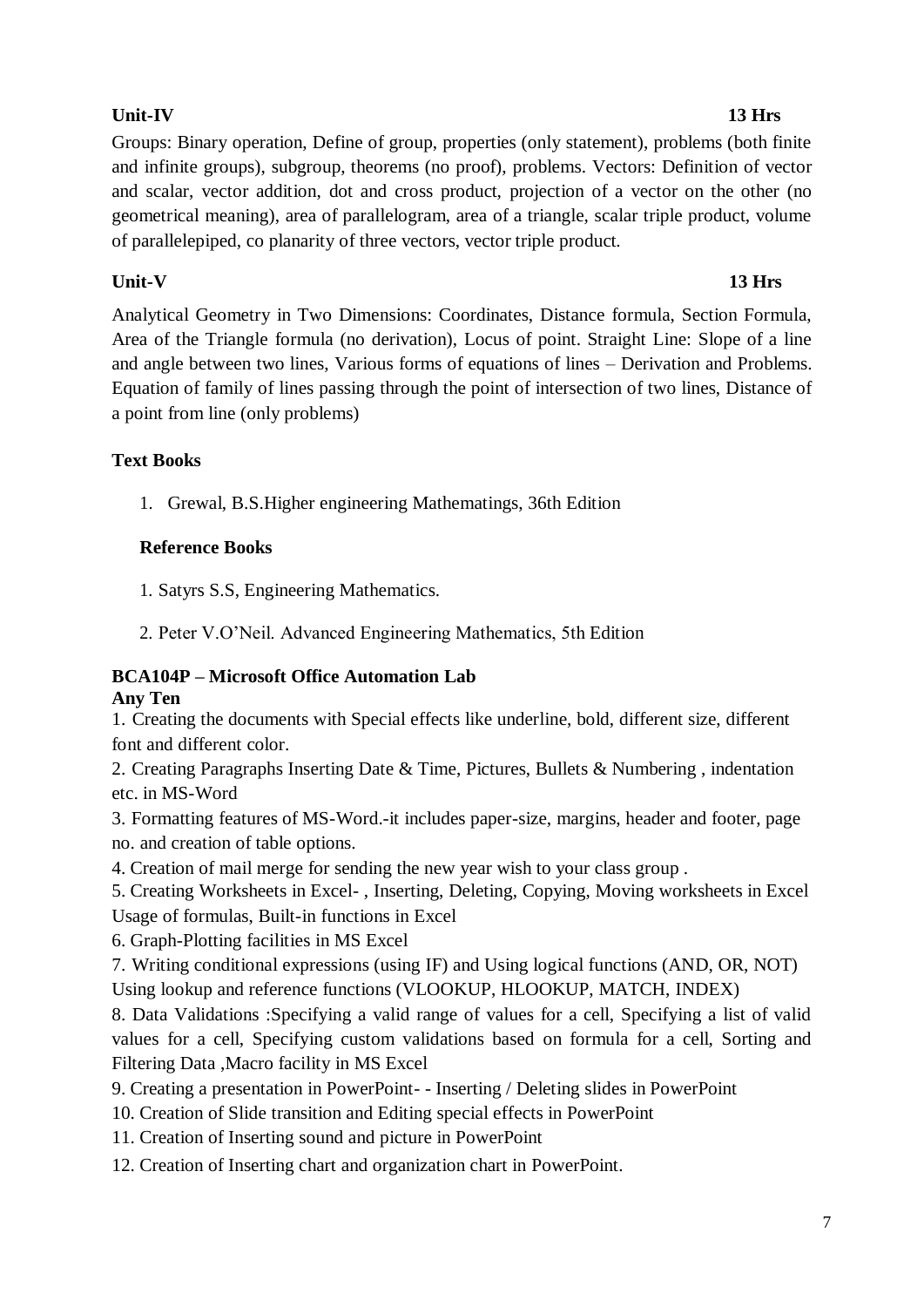**Unit-IV** **13 Hrs**

Groups: Binary operation, Define of group, properties (only statement), problems (both finite and infinite groups), subgroup, theorems (no proof), problems. Vectors: Definition of vector and scalar, vector addition, dot and cross product, projection of a vector on the other (no geometrical meaning), area of parallelogram, area of a triangle, scalar triple product, volume of parallelepiped, co planarity of three vectors, vector triple product.

**Unit-V** **13 Hrs**

Analytical Geometry in Two Dimensions: Coordinates, Distance formula, Section Formula, Area of the Triangle formula (no derivation), Locus of point. Straight Line: Slope of a line and angle between two lines, Various forms of equations of lines – Derivation and Problems. Equation of family of lines passing through the point of intersection of two lines, Distance of a point from line (only problems)

**Text Books**

1. Grewal, B.S.Higher engineering Mathematings, 36th Edition

**Reference Books**

1. Satyrs S.S, Engineering Mathematics.

2. Peter V.O'Neil. Advanced Engineering Mathematics, 5th Edition

**BCA104P – Microsoft Office Automation Lab**

**Any Ten**

1. Creating the documents with Special effects like underline, bold, different size, different font and different color.
2. Creating Paragraphs Inserting Date & Time, Pictures, Bullets & Numbering , indentation etc. in MS-Word
3. Formatting features of MS-Word.-it includes paper-size, margins, header and footer, page no. and creation of table options.
4. Creation of mail merge for sending the new year wish to your class group .
5. Creating Worksheets in Excel- , Inserting, Deleting, Copying, Moving worksheets in Excel Usage of formulas, Built-in functions in Excel
6. Graph-Plotting facilities in MS Excel
7. Writing conditional expressions (using IF) and Using logical functions (AND, OR, NOT) Using lookup and reference functions (VLOOKUP, HLOOKUP, MATCH, INDEX)
8. Data Validations :Specifying a valid range of values for a cell, Specifying a list of valid values for a cell, Specifying custom validations based on formula for a cell, Sorting and Filtering Data ,Macro facility in MS Excel
9. Creating a presentation in PowerPoint- - Inserting / Deleting slides in PowerPoint
10. Creation of Slide transition and Editing special effects in PowerPoint
11. Creation of Inserting sound and picture in PowerPoint
12. Creation of Inserting chart and organization chart in PowerPoint.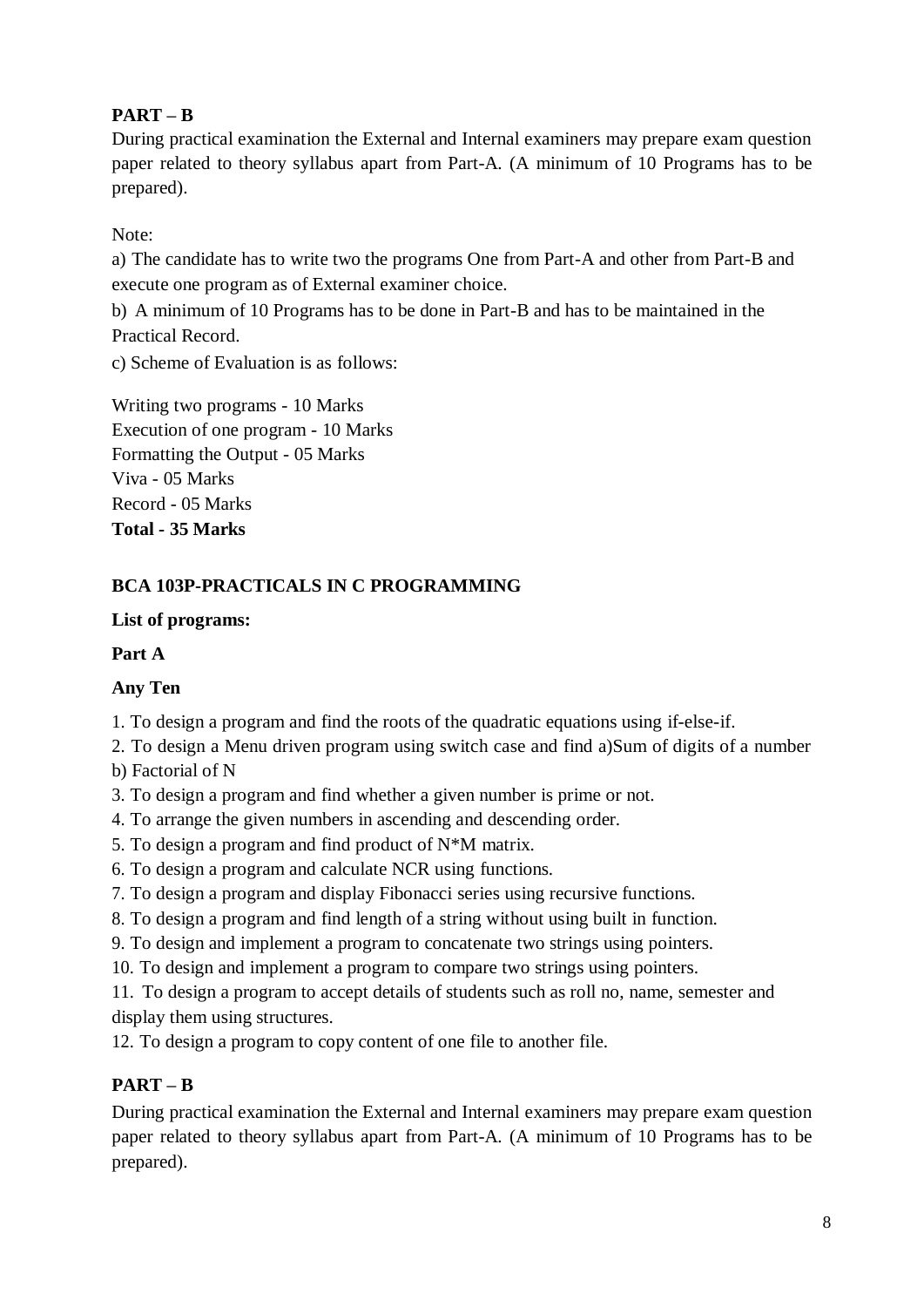**PART – B**

During practical examination the External and Internal examiners may prepare exam question paper related to theory syllabus apart from Part-A. (A minimum of 10 Programs has to be prepared).

Note:

a) The candidate has to write two the programs One from Part-A and other from Part-B and execute one program as of External examiner choice.

b) A minimum of 10 Programs has to be done in Part-B and has to be maintained in the Practical Record.

c) Scheme of Evaluation is as follows:

Writing two programs - 10 Marks
Execution of one program - 10 Marks
Formatting the Output - 05 Marks
Viva - 05 Marks
Record - 05 Marks
**Total - 35 Marks**

**BCA 103P-PRACTICALS IN C PROGRAMMING**

**List of programs:**

**Part A**

**Any Ten**

1. To design a program and find the roots of the quadratic equations using if-else-if.
2. To design a Menu driven program using switch case and find a)Sum of digits of a number b) Factorial of N
3. To design a program and find whether a given number is prime or not.
4. To arrange the given numbers in ascending and descending order.
5. To design a program and find product of N*M matrix.
6. To design a program and calculate NCR using functions.
7. To design a program and display Fibonacci series using recursive functions.
8. To design a program and find length of a string without using built in function.
9. To design and implement a program to concatenate two strings using pointers.
10. To design and implement a program to compare two strings using pointers.
11. To design a program to accept details of students such as roll no, name, semester and display them using structures.
12. To design a program to copy content of one file to another file.

**PART – B**

During practical examination the External and Internal examiners may prepare exam question paper related to theory syllabus apart from Part-A. (A minimum of 10 Programs has to be prepared).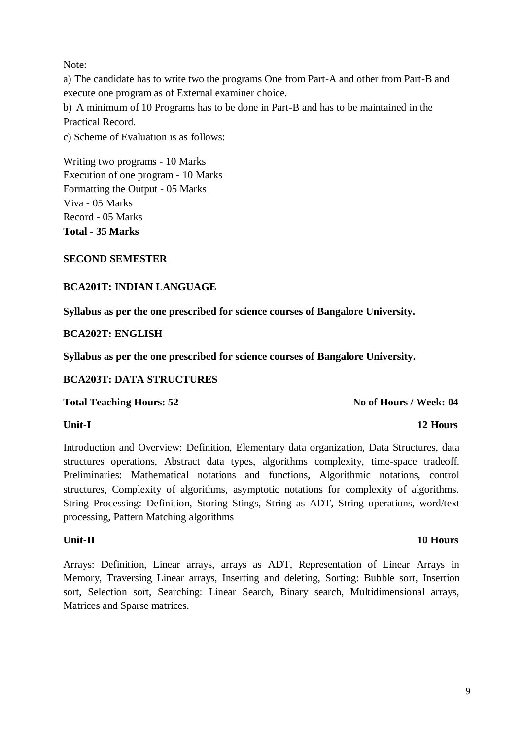Note:

a) The candidate has to write two the programs One from Part-A and other from Part-B and execute one program as of External examiner choice.

b) A minimum of 10 Programs has to be done in Part-B and has to be maintained in the Practical Record.

c) Scheme of Evaluation is as follows:

Writing two programs - 10 Marks
Execution of one program - 10 Marks
Formatting the Output - 05 Marks
Viva - 05 Marks
Record - 05 Marks
**Total - 35 Marks**

## SECOND SEMESTER

### BCA201T: INDIAN LANGUAGE

**Syllabus as per the one prescribed for science courses of Bangalore University.**

### BCA202T: ENGLISH

**Syllabus as per the one prescribed for science courses of Bangalore University.**

### BCA203T: DATA STRUCTURES

**Total Teaching Hours: 52** **No of Hours / Week: 04**

**Unit-I** **12 Hours**

Introduction and Overview: Definition, Elementary data organization, Data Structures, data structures operations, Abstract data types, algorithms complexity, time-space tradeoff. Preliminaries: Mathematical notations and functions, Algorithmic notations, control structures, Complexity of algorithms, asymptotic notations for complexity of algorithms. String Processing: Definition, Storing Stings, String as ADT, String operations, word/text processing, Pattern Matching algorithms

**Unit-II** **10 Hours**

Arrays: Definition, Linear arrays, arrays as ADT, Representation of Linear Arrays in Memory, Traversing Linear arrays, Inserting and deleting, Sorting: Bubble sort, Insertion sort, Selection sort, Searching: Linear Search, Binary search, Multidimensional arrays, Matrices and Sparse matrices.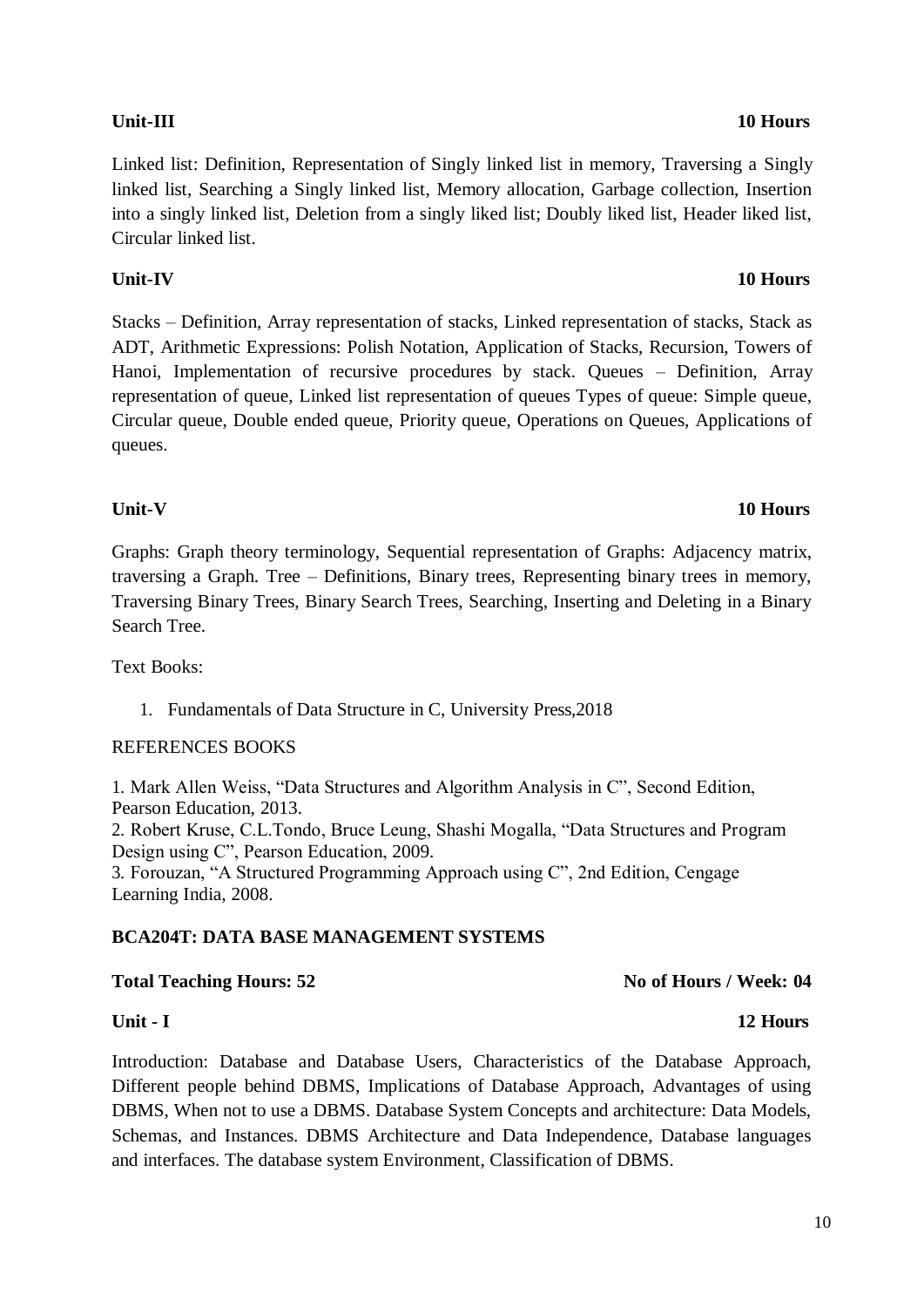**Unit-III** **10 Hours**

Linked list: Definition, Representation of Singly linked list in memory, Traversing a Singly linked list, Searching a Singly linked list, Memory allocation, Garbage collection, Insertion into a singly linked list, Deletion from a singly liked list; Doubly liked list, Header liked list, Circular linked list.

**Unit-IV** **10 Hours**

Stacks – Definition, Array representation of stacks, Linked representation of stacks, Stack as ADT, Arithmetic Expressions: Polish Notation, Application of Stacks, Recursion, Towers of Hanoi, Implementation of recursive procedures by stack. Queues – Definition, Array representation of queue, Linked list representation of queues Types of queue: Simple queue, Circular queue, Double ended queue, Priority queue, Operations on Queues, Applications of queues.

**Unit-V** **10 Hours**

Graphs: Graph theory terminology, Sequential representation of Graphs: Adjacency matrix, traversing a Graph. Tree – Definitions, Binary trees, Representing binary trees in memory, Traversing Binary Trees, Binary Search Trees, Searching, Inserting and Deleting in a Binary Search Tree.

Text Books:

1. Fundamentals of Data Structure in C, University Press,2018

REFERENCES BOOKS

1. Mark Allen Weiss, "Data Structures and Algorithm Analysis in C", Second Edition, Pearson Education, 2013.
2. Robert Kruse, C.L.Tondo, Bruce Leung, Shashi Mogalla, "Data Structures and Program Design using C", Pearson Education, 2009.
3. Forouzan, "A Structured Programming Approach using C", 2nd Edition, Cengage Learning India, 2008.

**BCA204T: DATA BASE MANAGEMENT SYSTEMS**

**Total Teaching Hours: 52** **No of Hours / Week: 04**

**Unit - I** **12 Hours**

Introduction: Database and Database Users, Characteristics of the Database Approach, Different people behind DBMS, Implications of Database Approach, Advantages of using DBMS, When not to use a DBMS. Database System Concepts and architecture: Data Models, Schemas, and Instances. DBMS Architecture and Data Independence, Database languages and interfaces. The database system Environment, Classification of DBMS.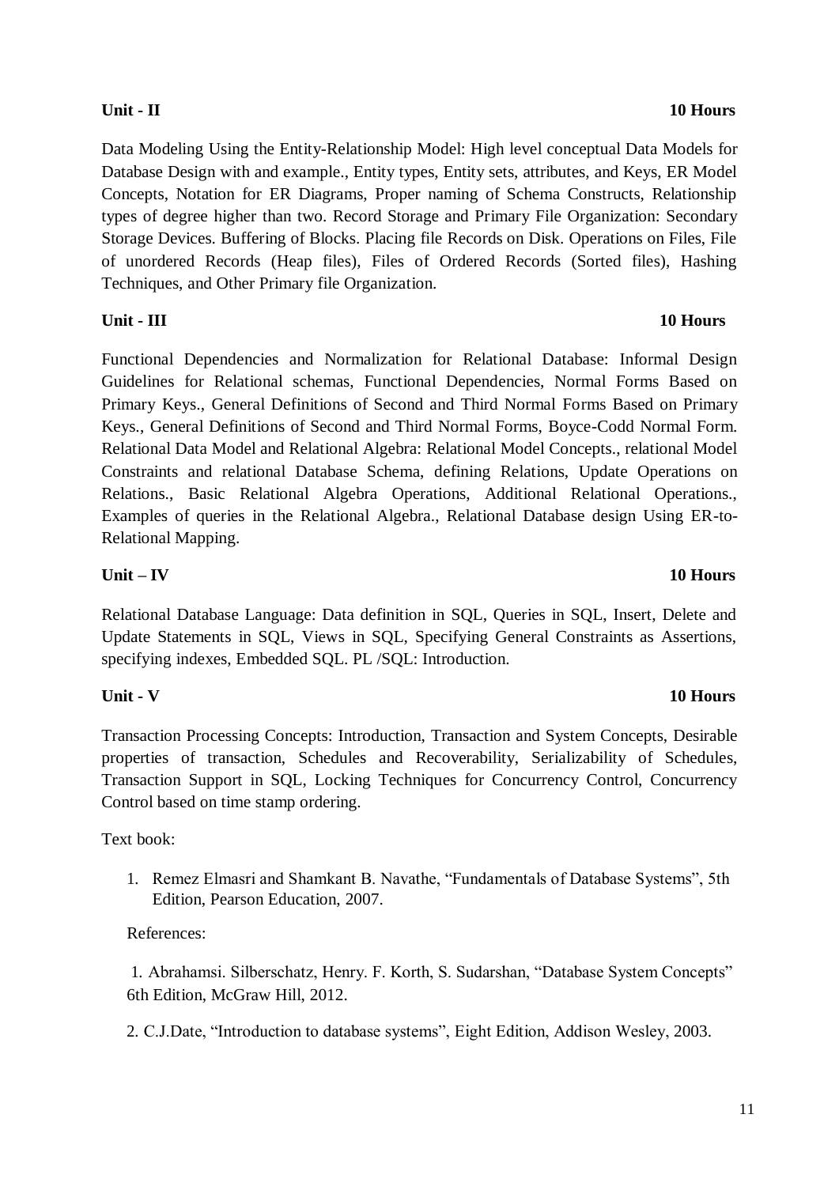**Unit - II** **10 Hours**

Data Modeling Using the Entity-Relationship Model: High level conceptual Data Models for Database Design with and example., Entity types, Entity sets, attributes, and Keys, ER Model Concepts, Notation for ER Diagrams, Proper naming of Schema Constructs, Relationship types of degree higher than two. Record Storage and Primary File Organization: Secondary Storage Devices. Buffering of Blocks. Placing file Records on Disk. Operations on Files, File of unordered Records (Heap files), Files of Ordered Records (Sorted files), Hashing Techniques, and Other Primary file Organization.

**Unit - III** **10 Hours**

Functional Dependencies and Normalization for Relational Database: Informal Design Guidelines for Relational schemas, Functional Dependencies, Normal Forms Based on Primary Keys., General Definitions of Second and Third Normal Forms Based on Primary Keys., General Definitions of Second and Third Normal Forms, Boyce-Codd Normal Form. Relational Data Model and Relational Algebra: Relational Model Concepts., relational Model Constraints and relational Database Schema, defining Relations, Update Operations on Relations., Basic Relational Algebra Operations, Additional Relational Operations., Examples of queries in the Relational Algebra., Relational Database design Using ER-to-Relational Mapping.

**Unit – IV** **10 Hours**

Relational Database Language: Data definition in SQL, Queries in SQL, Insert, Delete and Update Statements in SQL, Views in SQL, Specifying General Constraints as Assertions, specifying indexes, Embedded SQL. PL /SQL: Introduction.

**Unit - V** **10 Hours**

Transaction Processing Concepts: Introduction, Transaction and System Concepts, Desirable properties of transaction, Schedules and Recoverability, Serializability of Schedules, Transaction Support in SQL, Locking Techniques for Concurrency Control, Concurrency Control based on time stamp ordering.

Text book:

1. Remez Elmasri and Shamkant B. Navathe, "Fundamentals of Database Systems", 5th Edition, Pearson Education, 2007.

References:

1. Abrahamsi. Silberschatz, Henry. F. Korth, S. Sudarshan, "Database System Concepts" 6th Edition, McGraw Hill, 2012.

2. C.J.Date, "Introduction to database systems", Eight Edition, Addison Wesley, 2003.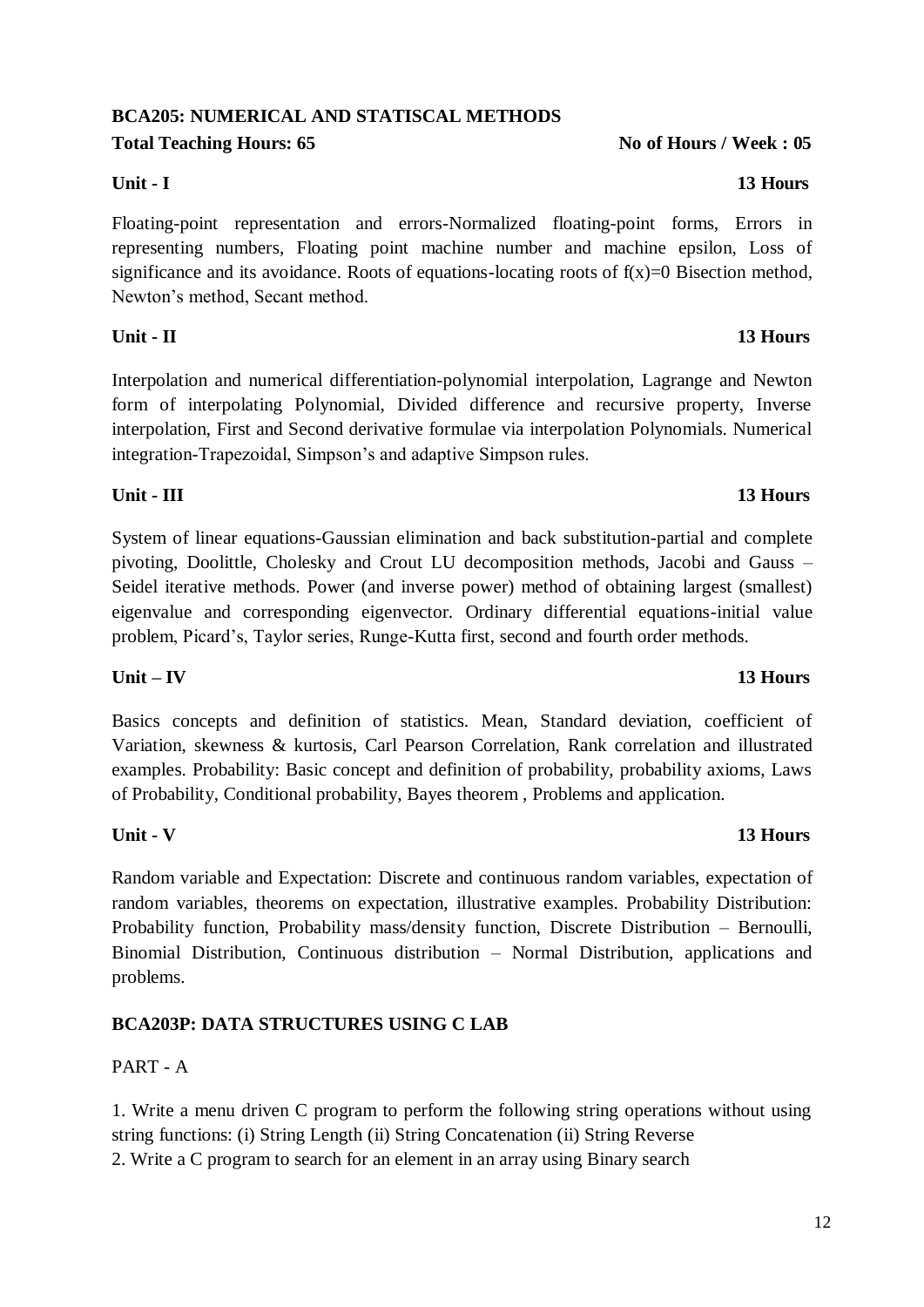## BCA205: NUMERICAL AND STATISCAL METHODS

**Total Teaching Hours: 65** **No of Hours / Week : 05**

**Unit - I** **13 Hours**

Floating-point representation and errors-Normalized floating-point forms, Errors in representing numbers, Floating point machine number and machine epsilon, Loss of significance and its avoidance. Roots of equations-locating roots of $f(x)=0$ Bisection method, Newton's method, Secant method.

**Unit - II** **13 Hours**

Interpolation and numerical differentiation-polynomial interpolation, Lagrange and Newton form of interpolating Polynomial, Divided difference and recursive property, Inverse interpolation, First and Second derivative formulae via interpolation Polynomials. Numerical integration-Trapezoidal, Simpson's and adaptive Simpson rules.

**Unit - III** **13 Hours**

System of linear equations-Gaussian elimination and back substitution-partial and complete pivoting, Doolittle, Cholesky and Crout LU decomposition methods, Jacobi and Gauss – Seidel iterative methods. Power (and inverse power) method of obtaining largest (smallest) eigenvalue and corresponding eigenvector. Ordinary differential equations-initial value problem, Picard's, Taylor series, Runge-Kutta first, second and fourth order methods.

**Unit – IV** **13 Hours**

Basics concepts and definition of statistics. Mean, Standard deviation, coefficient of Variation, skewness & kurtosis, Carl Pearson Correlation, Rank correlation and illustrated examples. Probability: Basic concept and definition of probability, probability axioms, Laws of Probability, Conditional probability, Bayes theorem , Problems and application.

**Unit - V** **13 Hours**

Random variable and Expectation: Discrete and continuous random variables, expectation of random variables, theorems on expectation, illustrative examples. Probability Distribution: Probability function, Probability mass/density function, Discrete Distribution – Bernoulli, Binomial Distribution, Continuous distribution – Normal Distribution, applications and problems.

## BCA203P: DATA STRUCTURES USING C LAB

PART - A

1. Write a menu driven C program to perform the following string operations without using string functions: (i) String Length (ii) String Concatenation (ii) String Reverse
2. Write a C program to search for an element in an array using Binary search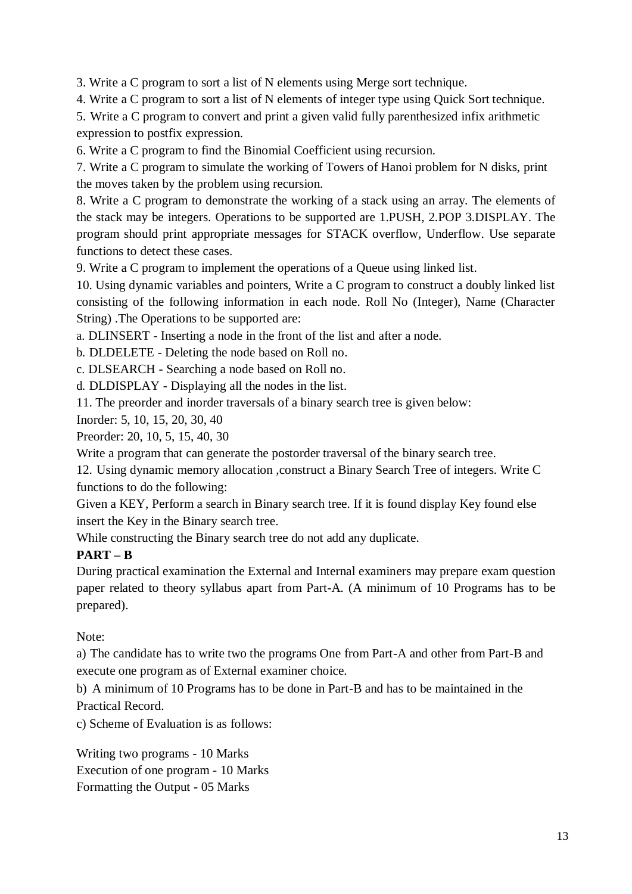3. Write a C program to sort a list of N elements using Merge sort technique.

4. Write a C program to sort a list of N elements of integer type using Quick Sort technique.

5. Write a C program to convert and print a given valid fully parenthesized infix arithmetic expression to postfix expression.

6. Write a C program to find the Binomial Coefficient using recursion.

7. Write a C program to simulate the working of Towers of Hanoi problem for N disks, print the moves taken by the problem using recursion.

8. Write a C program to demonstrate the working of a stack using an array. The elements of the stack may be integers. Operations to be supported are 1.PUSH, 2.POP 3.DISPLAY. The program should print appropriate messages for STACK overflow, Underflow. Use separate functions to detect these cases.

9. Write a C program to implement the operations of a Queue using linked list.

10. Using dynamic variables and pointers, Write a C program to construct a doubly linked list consisting of the following information in each node. Roll No (Integer), Name (Character String) .The Operations to be supported are:

a. DLINSERT - Inserting a node in the front of the list and after a node.

b. DLDELETE - Deleting the node based on Roll no.

c. DLSEARCH - Searching a node based on Roll no.

d. DLDISPLAY - Displaying all the nodes in the list.

11. The preorder and inorder traversals of a binary search tree is given below:

Inorder: 5, 10, 15, 20, 30, 40

Preorder: 20, 10, 5, 15, 40, 30

Write a program that can generate the postorder traversal of the binary search tree.

12. Using dynamic memory allocation ,construct a Binary Search Tree of integers. Write C functions to do the following:

Given a KEY, Perform a search in Binary search tree. If it is found display Key found else insert the Key in the Binary search tree.

While constructing the Binary search tree do not add any duplicate.

**PART – B**

During practical examination the External and Internal examiners may prepare exam question paper related to theory syllabus apart from Part-A. (A minimum of 10 Programs has to be prepared).

Note:

a) The candidate has to write two the programs One from Part-A and other from Part-B and execute one program as of External examiner choice.

b) A minimum of 10 Programs has to be done in Part-B and has to be maintained in the Practical Record.

c) Scheme of Evaluation is as follows:

Writing two programs - 10 Marks

Execution of one program - 10 Marks

Formatting the Output - 05 Marks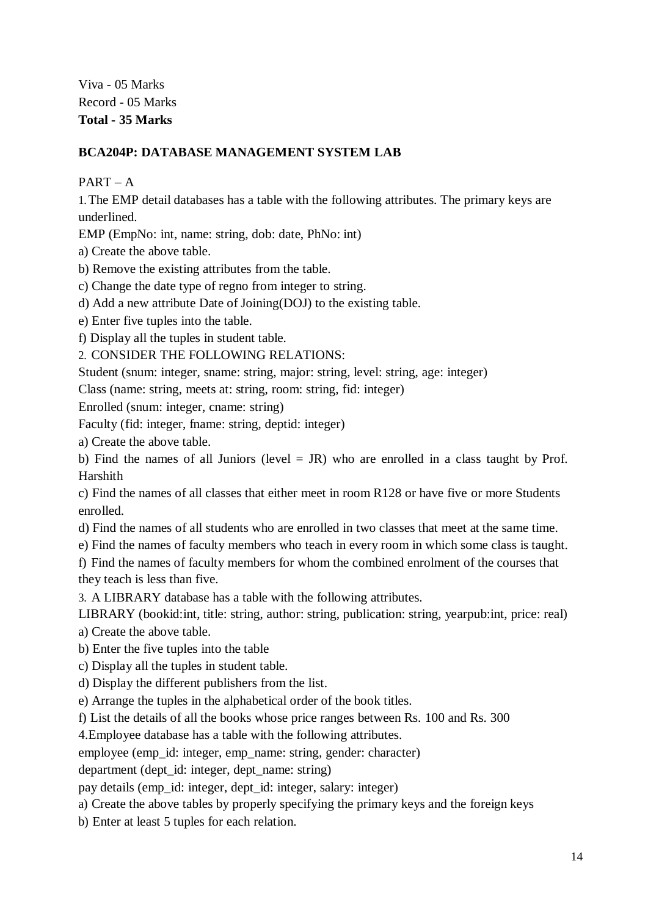Viva - 05 Marks
Record - 05 Marks
**Total - 35 Marks**

**BCA204P: DATABASE MANAGEMENT SYSTEM LAB**

PART – A

1. The EMP detail databases has a table with the following attributes. The primary keys are underlined.

EMP (EmpNo: int, name: string, dob: date, PhNo: int)

a) Create the above table.

b) Remove the existing attributes from the table.

c) Change the date type of regno from integer to string.

d) Add a new attribute Date of Joining(DOJ) to the existing table.

e) Enter five tuples into the table.

f) Display all the tuples in student table.

2. CONSIDER THE FOLLOWING RELATIONS:

Student (snum: integer, sname: string, major: string, level: string, age: integer)

Class (name: string, meets at: string, room: string, fid: integer)

Enrolled (snum: integer, cname: string)

Faculty (fid: integer, fname: string, deptid: integer)

a) Create the above table.

b) Find the names of all Juniors (level = JR) who are enrolled in a class taught by Prof. Harshith

c) Find the names of all classes that either meet in room R128 or have five or more Students enrolled.

d) Find the names of all students who are enrolled in two classes that meet at the same time.

e) Find the names of faculty members who teach in every room in which some class is taught.

f) Find the names of faculty members for whom the combined enrolment of the courses that they teach is less than five.

3. A LIBRARY database has a table with the following attributes.

LIBRARY (bookid:int, title: string, author: string, publication: string, yearpub:int, price: real)

a) Create the above table.

b) Enter the five tuples into the table

c) Display all the tuples in student table.

d) Display the different publishers from the list.

e) Arrange the tuples in the alphabetical order of the book titles.

f) List the details of all the books whose price ranges between Rs. 100 and Rs. 300

4. Employee database has a table with the following attributes.

employee (emp_id: integer, emp_name: string, gender: character)

department (dept_id: integer, dept_name: string)

pay details (emp_id: integer, dept_id: integer, salary: integer)

a) Create the above tables by properly specifying the primary keys and the foreign keys

b) Enter at least 5 tuples for each relation.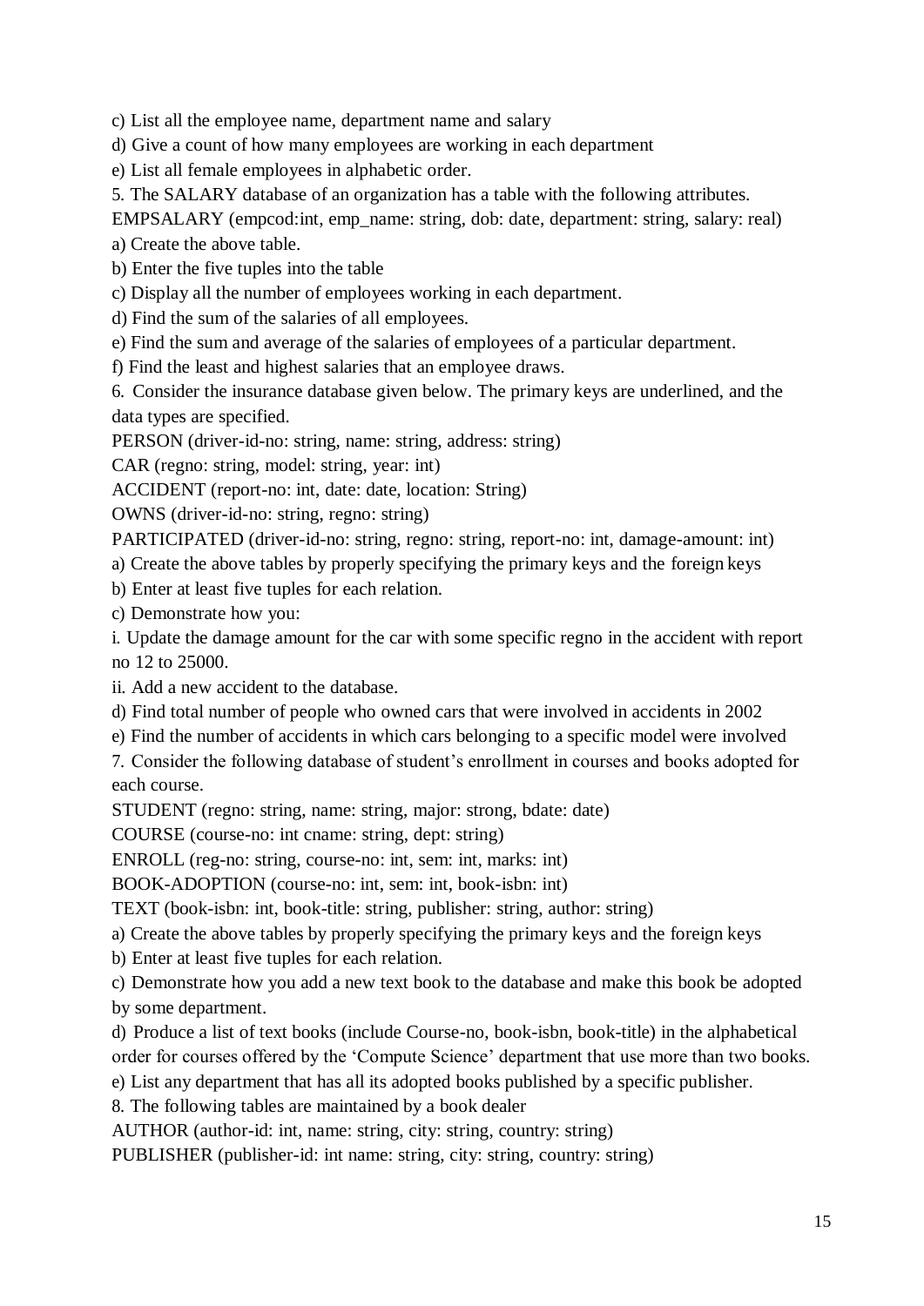c) List all the employee name, department name and salary

d) Give a count of how many employees are working in each department

e) List all female employees in alphabetic order.

5. The SALARY database of an organization has a table with the following attributes.

EMPSALARY (empcod:int, emp_name: string, dob: date, department: string, salary: real)

a) Create the above table.

b) Enter the five tuples into the table

c) Display all the number of employees working in each department.

d) Find the sum of the salaries of all employees.

e) Find the sum and average of the salaries of employees of a particular department.

f) Find the least and highest salaries that an employee draws.

6. Consider the insurance database given below. The primary keys are underlined, and the data types are specified.

PERSON (driver-id-no: string, name: string, address: string)

CAR (regno: string, model: string, year: int)

ACCIDENT (report-no: int, date: date, location: String)

OWNS (driver-id-no: string, regno: string)

PARTICIPATED (driver-id-no: string, regno: string, report-no: int, damage-amount: int)

a) Create the above tables by properly specifying the primary keys and the foreign keys

b) Enter at least five tuples for each relation.

c) Demonstrate how you:

i. Update the damage amount for the car with some specific regno in the accident with report no 12 to 25000.

ii. Add a new accident to the database.

d) Find total number of people who owned cars that were involved in accidents in 2002

e) Find the number of accidents in which cars belonging to a specific model were involved

7. Consider the following database of student's enrollment in courses and books adopted for each course.

STUDENT (regno: string, name: string, major: strong, bdate: date)

COURSE (course-no: int cname: string, dept: string)

ENROLL (reg-no: string, course-no: int, sem: int, marks: int)

BOOK-ADOPTION (course-no: int, sem: int, book-isbn: int)

TEXT (book-isbn: int, book-title: string, publisher: string, author: string)

a) Create the above tables by properly specifying the primary keys and the foreign keys

b) Enter at least five tuples for each relation.

c) Demonstrate how you add a new text book to the database and make this book be adopted by some department.

d) Produce a list of text books (include Course-no, book-isbn, book-title) in the alphabetical order for courses offered by the 'Compute Science' department that use more than two books.

e) List any department that has all its adopted books published by a specific publisher.

8. The following tables are maintained by a book dealer

AUTHOR (author-id: int, name: string, city: string, country: string)

PUBLISHER (publisher-id: int name: string, city: string, country: string)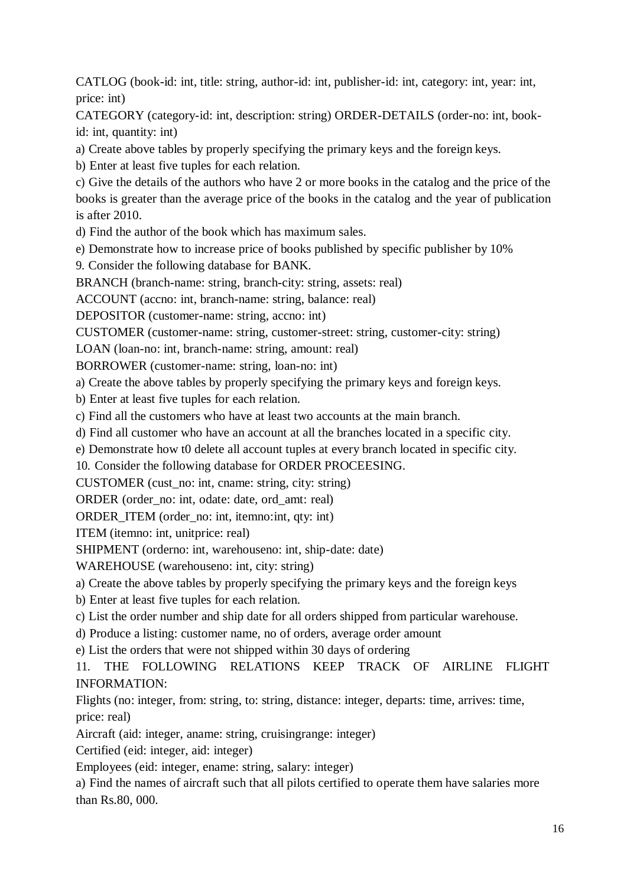CATLOG (book-id: int, title: string, author-id: int, publisher-id: int, category: int, year: int, price: int)

CATEGORY (category-id: int, description: string) ORDER-DETAILS (order-no: int, book-id: int, quantity: int)

a) Create above tables by properly specifying the primary keys and the foreign keys.

b) Enter at least five tuples for each relation.

c) Give the details of the authors who have 2 or more books in the catalog and the price of the books is greater than the average price of the books in the catalog and the year of publication is after 2010.

d) Find the author of the book which has maximum sales.

e) Demonstrate how to increase price of books published by specific publisher by 10%

9. Consider the following database for BANK.

BRANCH (branch-name: string, branch-city: string, assets: real)

ACCOUNT (accno: int, branch-name: string, balance: real)

DEPOSITOR (customer-name: string, accno: int)

CUSTOMER (customer-name: string, customer-street: string, customer-city: string)

LOAN (loan-no: int, branch-name: string, amount: real)

BORROWER (customer-name: string, loan-no: int)

a) Create the above tables by properly specifying the primary keys and foreign keys.

b) Enter at least five tuples for each relation.

c) Find all the customers who have at least two accounts at the main branch.

d) Find all customer who have an account at all the branches located in a specific city.

e) Demonstrate how t0 delete all account tuples at every branch located in specific city.

10. Consider the following database for ORDER PROCEESING.

CUSTOMER (cust_no: int, cname: string, city: string)

ORDER (order_no: int, odate: date, ord_amt: real)

ORDER_ITEM (order_no: int, itemno:int, qty: int)

ITEM (itemno: int, unitprice: real)

SHIPMENT (orderno: int, warehouseno: int, ship-date: date)

WAREHOUSE (warehouseno: int, city: string)

a) Create the above tables by properly specifying the primary keys and the foreign keys

b) Enter at least five tuples for each relation.

c) List the order number and ship date for all orders shipped from particular warehouse.

d) Produce a listing: customer name, no of orders, average order amount

e) List the orders that were not shipped within 30 days of ordering

11. THE FOLLOWING RELATIONS KEEP TRACK OF AIRLINE FLIGHT INFORMATION:

Flights (no: integer, from: string, to: string, distance: integer, departs: time, arrives: time, price: real)

Aircraft (aid: integer, aname: string, cruisingrange: integer)

Certified (eid: integer, aid: integer)

Employees (eid: integer, ename: string, salary: integer)

a) Find the names of aircraft such that all pilots certified to operate them have salaries more than Rs.80, 000.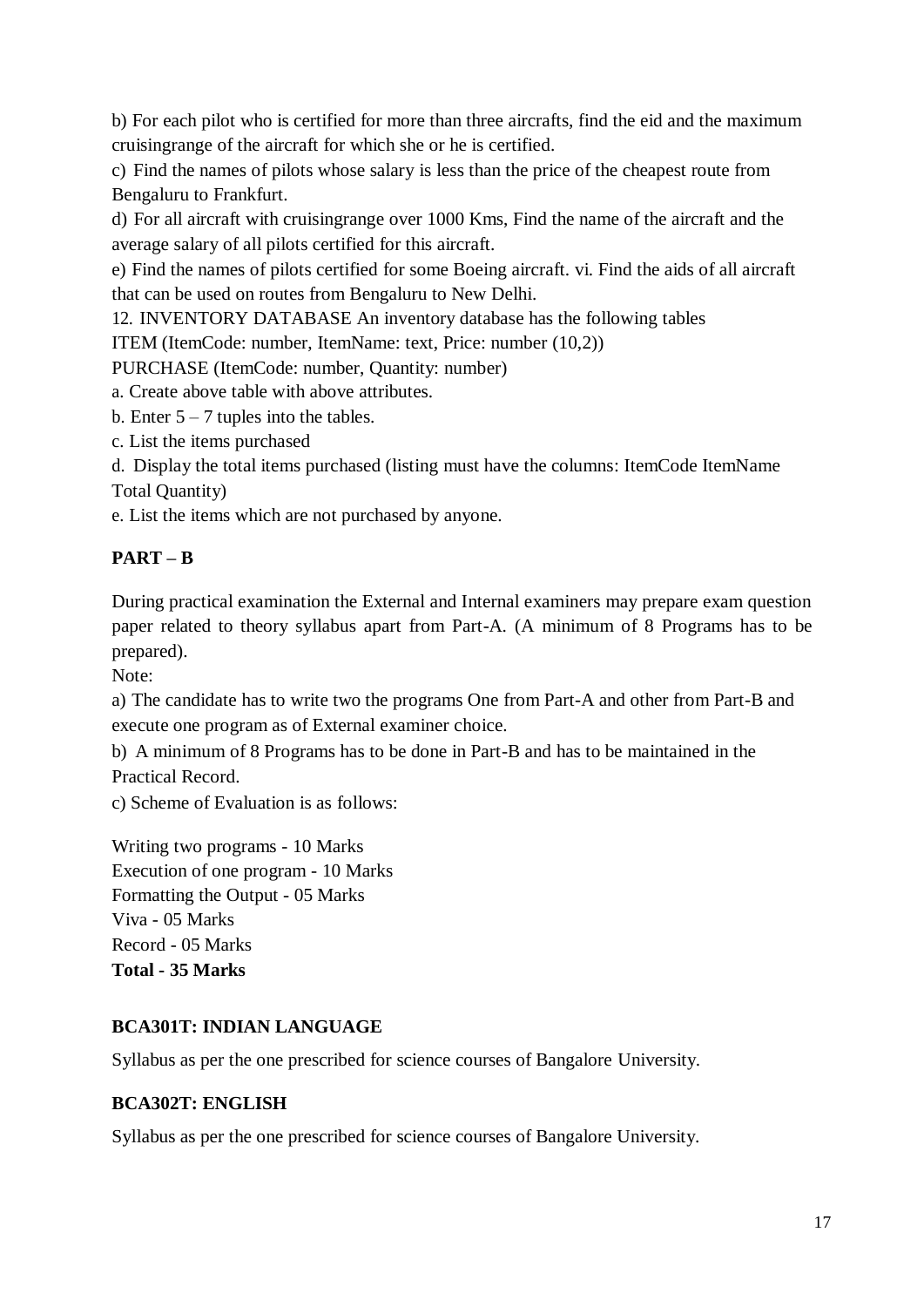b) For each pilot who is certified for more than three aircrafts, find the eid and the maximum cruisingrange of the aircraft for which she or he is certified.

c) Find the names of pilots whose salary is less than the price of the cheapest route from Bengaluru to Frankfurt.

d) For all aircraft with cruisingrange over 1000 Kms, Find the name of the aircraft and the average salary of all pilots certified for this aircraft.

e) Find the names of pilots certified for some Boeing aircraft. vi. Find the aids of all aircraft that can be used on routes from Bengaluru to New Delhi.

12. INVENTORY DATABASE An inventory database has the following tables

ITEM (ItemCode: number, ItemName: text, Price: number (10,2))

PURCHASE (ItemCode: number, Quantity: number)

a. Create above table with above attributes.

b. Enter 5 – 7 tuples into the tables.

c. List the items purchased

d. Display the total items purchased (listing must have the columns: ItemCode ItemName Total Quantity)

e. List the items which are not purchased by anyone.

**PART – B**

During practical examination the External and Internal examiners may prepare exam question paper related to theory syllabus apart from Part-A. (A minimum of 8 Programs has to be prepared).

Note:

a) The candidate has to write two the programs One from Part-A and other from Part-B and execute one program as of External examiner choice.

b) A minimum of 8 Programs has to be done in Part-B and has to be maintained in the Practical Record.

c) Scheme of Evaluation is as follows:

Writing two programs - 10 Marks
Execution of one program - 10 Marks
Formatting the Output - 05 Marks
Viva - 05 Marks
Record - 05 Marks
**Total - 35 Marks**

**BCA301T: INDIAN LANGUAGE**

Syllabus as per the one prescribed for science courses of Bangalore University.

**BCA302T: ENGLISH**

Syllabus as per the one prescribed for science courses of Bangalore University.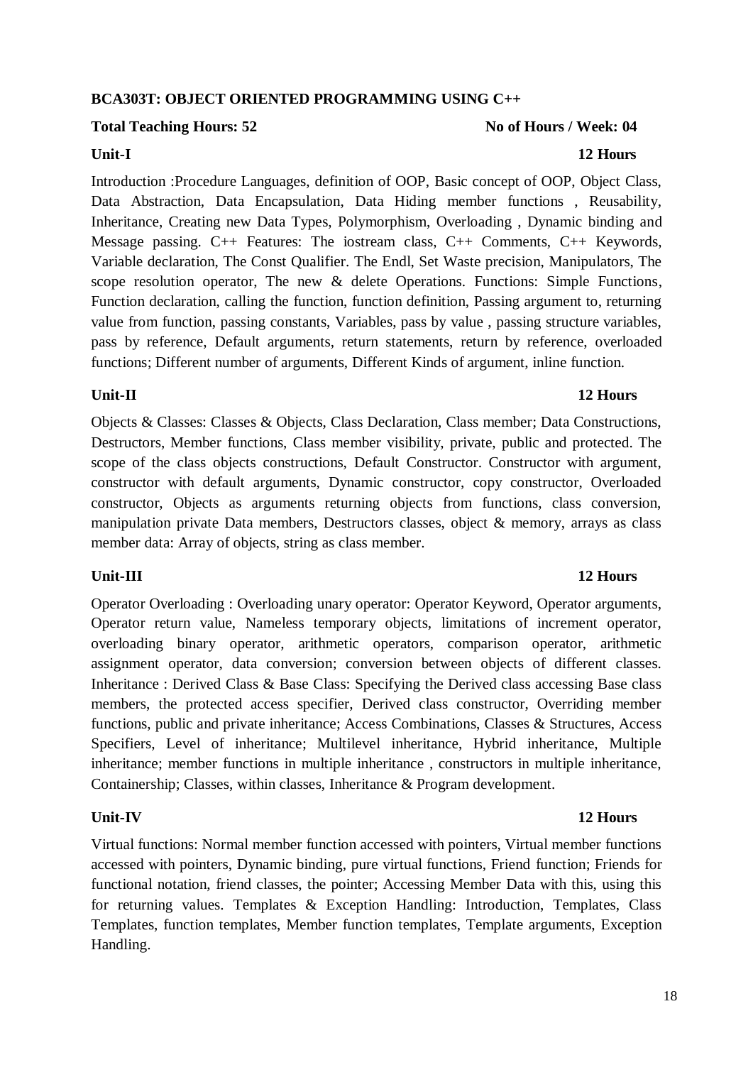**BCA303T: OBJECT ORIENTED PROGRAMMING USING C++**

**Total Teaching Hours: 52** **No of Hours / Week: 04**

**Unit-I** **12 Hours**

Introduction :Procedure Languages, definition of OOP, Basic concept of OOP, Object Class, Data Abstraction, Data Encapsulation, Data Hiding member functions , Reusability, Inheritance, Creating new Data Types, Polymorphism, Overloading , Dynamic binding and Message passing. C++ Features: The iostream class, C++ Comments, C++ Keywords, Variable declaration, The Const Qualifier. The Endl, Set Waste precision, Manipulators, The scope resolution operator, The new & delete Operations. Functions: Simple Functions, Function declaration, calling the function, function definition, Passing argument to, returning value from function, passing constants, Variables, pass by value , passing structure variables, pass by reference, Default arguments, return statements, return by reference, overloaded functions; Different number of arguments, Different Kinds of argument, inline function.

**Unit-II** **12 Hours**

Objects & Classes: Classes & Objects, Class Declaration, Class member; Data Constructions, Destructors, Member functions, Class member visibility, private, public and protected. The scope of the class objects constructions, Default Constructor. Constructor with argument, constructor with default arguments, Dynamic constructor, copy constructor, Overloaded constructor, Objects as arguments returning objects from functions, class conversion, manipulation private Data members, Destructors classes, object & memory, arrays as class member data: Array of objects, string as class member.

**Unit-III** **12 Hours**

Operator Overloading : Overloading unary operator: Operator Keyword, Operator arguments, Operator return value, Nameless temporary objects, limitations of increment operator, overloading binary operator, arithmetic operators, comparison operator, arithmetic assignment operator, data conversion; conversion between objects of different classes. Inheritance : Derived Class & Base Class: Specifying the Derived class accessing Base class members, the protected access specifier, Derived class constructor, Overriding member functions, public and private inheritance; Access Combinations, Classes & Structures, Access Specifiers, Level of inheritance; Multilevel inheritance, Hybrid inheritance, Multiple inheritance; member functions in multiple inheritance , constructors in multiple inheritance, Containership; Classes, within classes, Inheritance & Program development.

**Unit-IV** **12 Hours**

Virtual functions: Normal member function accessed with pointers, Virtual member functions accessed with pointers, Dynamic binding, pure virtual functions, Friend function; Friends for functional notation, friend classes, the pointer; Accessing Member Data with this, using this for returning values. Templates & Exception Handling: Introduction, Templates, Class Templates, function templates, Member function templates, Template arguments, Exception Handling.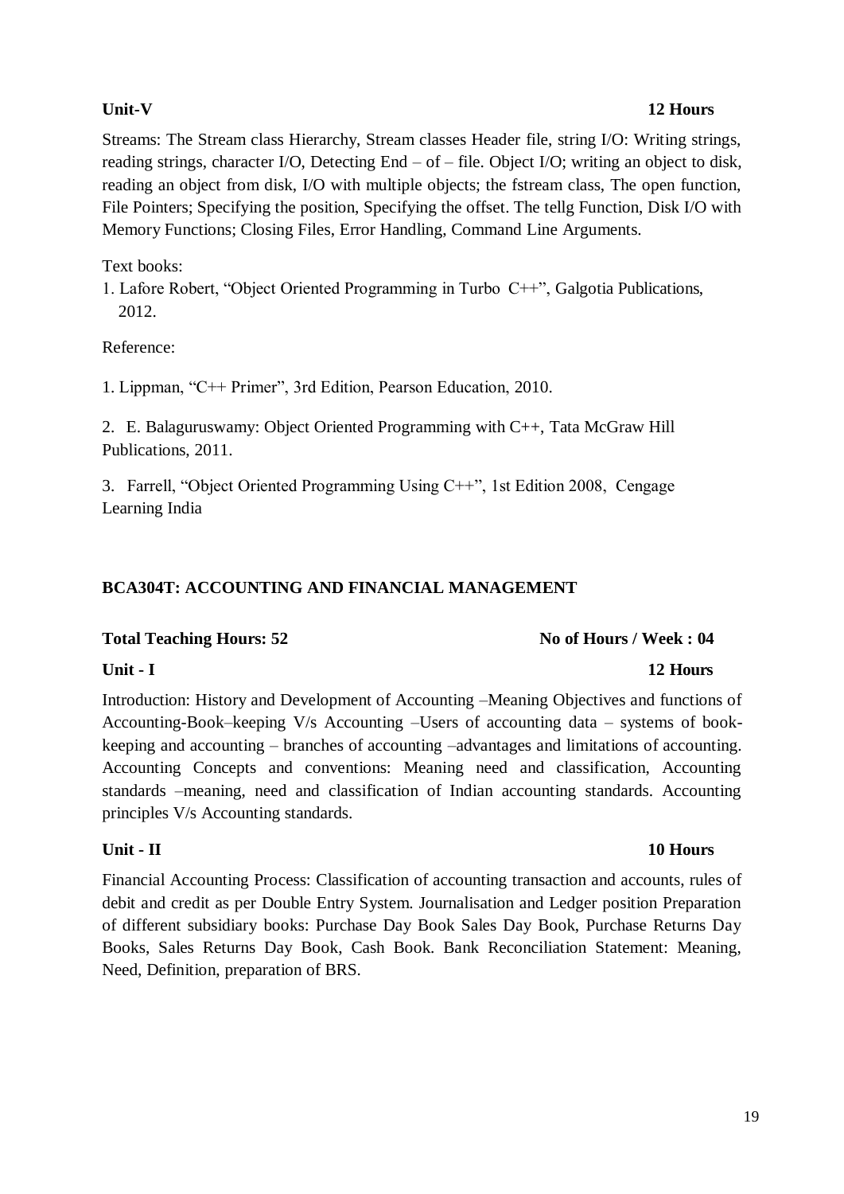**Unit-V** **12 Hours**

Streams: The Stream class Hierarchy, Stream classes Header file, string I/O: Writing strings, reading strings, character I/O, Detecting End – of – file. Object I/O; writing an object to disk, reading an object from disk, I/O with multiple objects; the fstream class, The open function, File Pointers; Specifying the position, Specifying the offset. The tellg Function, Disk I/O with Memory Functions; Closing Files, Error Handling, Command Line Arguments.

Text books:

1. Lafore Robert, "Object Oriented Programming in Turbo C++", Galgotia Publications, 2012.

Reference:

1. Lippman, "C++ Primer", 3rd Edition, Pearson Education, 2010.

2. E. Balaguruswamy: Object Oriented Programming with C++, Tata McGraw Hill Publications, 2011.

3. Farrell, "Object Oriented Programming Using C++", 1st Edition 2008, Cengage Learning India

## BCA304T: ACCOUNTING AND FINANCIAL MANAGEMENT

**Total Teaching Hours: 52** **No of Hours / Week : 04**

**Unit - I** **12 Hours**

Introduction: History and Development of Accounting –Meaning Objectives and functions of Accounting-Book–keeping V/s Accounting –Users of accounting data – systems of book-keeping and accounting – branches of accounting –advantages and limitations of accounting. Accounting Concepts and conventions: Meaning need and classification, Accounting standards –meaning, need and classification of Indian accounting standards. Accounting principles V/s Accounting standards.

**Unit - II** **10 Hours**

Financial Accounting Process: Classification of accounting transaction and accounts, rules of debit and credit as per Double Entry System. Journalisation and Ledger position Preparation of different subsidiary books: Purchase Day Book Sales Day Book, Purchase Returns Day Books, Sales Returns Day Book, Cash Book. Bank Reconciliation Statement: Meaning, Need, Definition, preparation of BRS.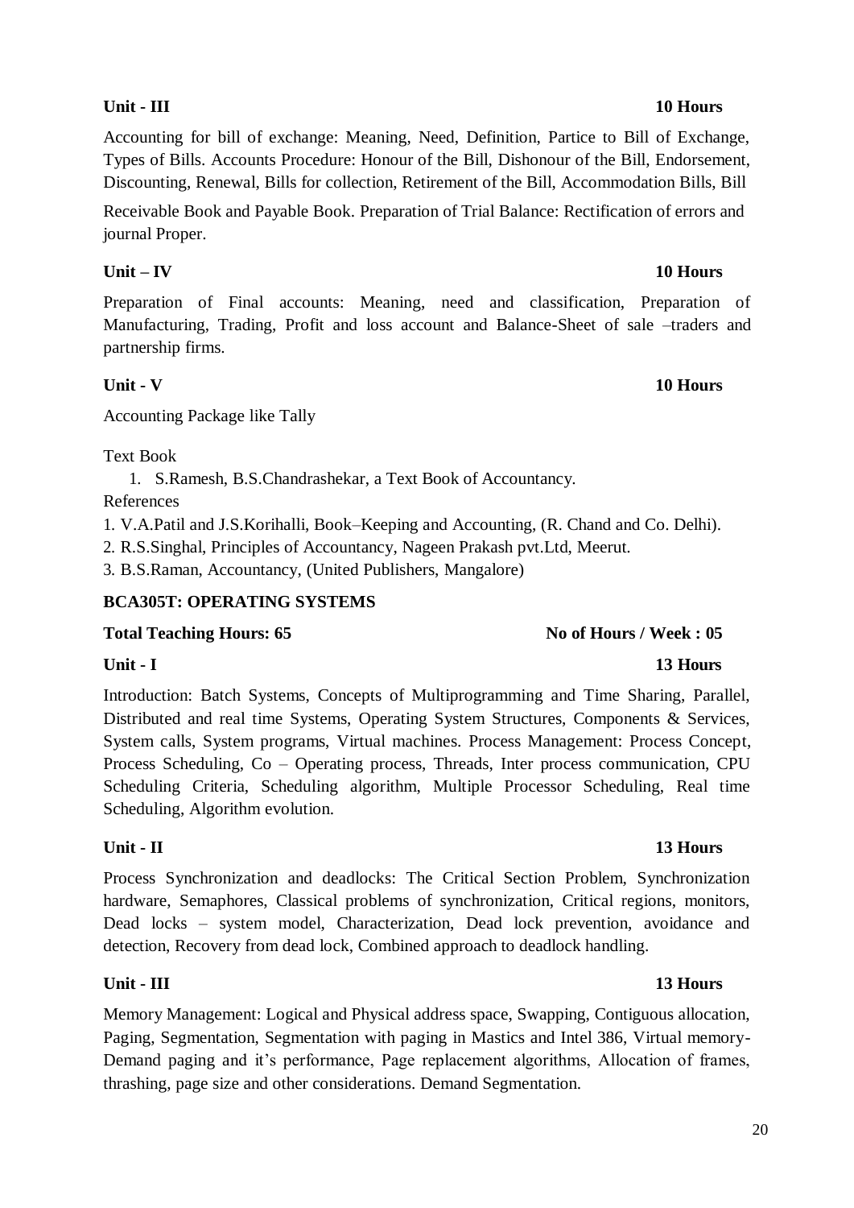**Unit - III** **10 Hours**

Accounting for bill of exchange: Meaning, Need, Definition, Partice to Bill of Exchange, Types of Bills. Accounts Procedure: Honour of the Bill, Dishonour of the Bill, Endorsement, Discounting, Renewal, Bills for collection, Retirement of the Bill, Accommodation Bills, Bill Receivable Book and Payable Book. Preparation of Trial Balance: Rectification of errors and journal Proper.

**Unit – IV** **10 Hours**

Preparation of Final accounts: Meaning, need and classification, Preparation of Manufacturing, Trading, Profit and loss account and Balance-Sheet of sale –traders and partnership firms.

**Unit - V** **10 Hours**

Accounting Package like Tally

Text Book

1. S.Ramesh, B.S.Chandrashekar, a Text Book of Accountancy.

References

1. V.A.Patil and J.S.Korihalli, Book–Keeping and Accounting, (R. Chand and Co. Delhi).
2. R.S.Singhal, Principles of Accountancy, Nageen Prakash pvt.Ltd, Meerut.
3. B.S.Raman, Accountancy, (United Publishers, Mangalore)

## BCA305T: OPERATING SYSTEMS

**Total Teaching Hours: 65** **No of Hours / Week : 05**

**Unit - I** **13 Hours**

Introduction: Batch Systems, Concepts of Multiprogramming and Time Sharing, Parallel, Distributed and real time Systems, Operating System Structures, Components & Services, System calls, System programs, Virtual machines. Process Management: Process Concept, Process Scheduling, Co – Operating process, Threads, Inter process communication, CPU Scheduling Criteria, Scheduling algorithm, Multiple Processor Scheduling, Real time Scheduling, Algorithm evolution.

**Unit - II** **13 Hours**

Process Synchronization and deadlocks: The Critical Section Problem, Synchronization hardware, Semaphores, Classical problems of synchronization, Critical regions, monitors, Dead locks – system model, Characterization, Dead lock prevention, avoidance and detection, Recovery from dead lock, Combined approach to deadlock handling.

**Unit - III** **13 Hours**

Memory Management: Logical and Physical address space, Swapping, Contiguous allocation, Paging, Segmentation, Segmentation with paging in Mastics and Intel 386, Virtual memory- Demand paging and it's performance, Page replacement algorithms, Allocation of frames, thrashing, page size and other considerations. Demand Segmentation.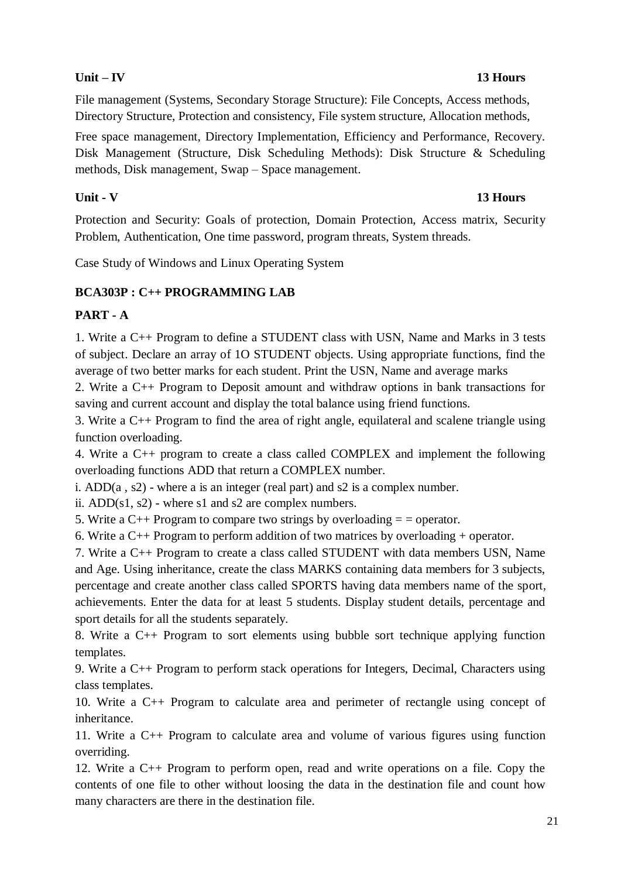**Unit – IV** **13 Hours**

File management (Systems, Secondary Storage Structure): File Concepts, Access methods, Directory Structure, Protection and consistency, File system structure, Allocation methods,

Free space management, Directory Implementation, Efficiency and Performance, Recovery. Disk Management (Structure, Disk Scheduling Methods): Disk Structure & Scheduling methods, Disk management, Swap – Space management.

**Unit - V** **13 Hours**

Protection and Security: Goals of protection, Domain Protection, Access matrix, Security Problem, Authentication, One time password, program threats, System threads.

Case Study of Windows and Linux Operating System

## BCA303P : C++ PROGRAMMING LAB

### PART - A

1. Write a C++ Program to define a STUDENT class with USN, Name and Marks in 3 tests of subject. Declare an array of 1O STUDENT objects. Using appropriate functions, find the average of two better marks for each student. Print the USN, Name and average marks
2. Write a C++ Program to Deposit amount and withdraw options in bank transactions for saving and current account and display the total balance using friend functions.
3. Write a C++ Program to find the area of right angle, equilateral and scalene triangle using function overloading.
4. Write a C++ program to create a class called COMPLEX and implement the following overloading functions ADD that return a COMPLEX number.
   i. ADD(a , s2) - where a is an integer (real part) and s2 is a complex number.
   ii. ADD(s1, s2) - where s1 and s2 are complex numbers.
5. Write a C++ Program to compare two strings by overloading = = operator.
6. Write a C++ Program to perform addition of two matrices by overloading + operator.
7. Write a C++ Program to create a class called STUDENT with data members USN, Name and Age. Using inheritance, create the class MARKS containing data members for 3 subjects, percentage and create another class called SPORTS having data members name of the sport, achievements. Enter the data for at least 5 students. Display student details, percentage and sport details for all the students separately.
8. Write a C++ Program to sort elements using bubble sort technique applying function templates.
9. Write a C++ Program to perform stack operations for Integers, Decimal, Characters using class templates.
10. Write a C++ Program to calculate area and perimeter of rectangle using concept of inheritance.
11. Write a C++ Program to calculate area and volume of various figures using function overriding.
12. Write a C++ Program to perform open, read and write operations on a file. Copy the contents of one file to other without loosing the data in the destination file and count how many characters are there in the destination file.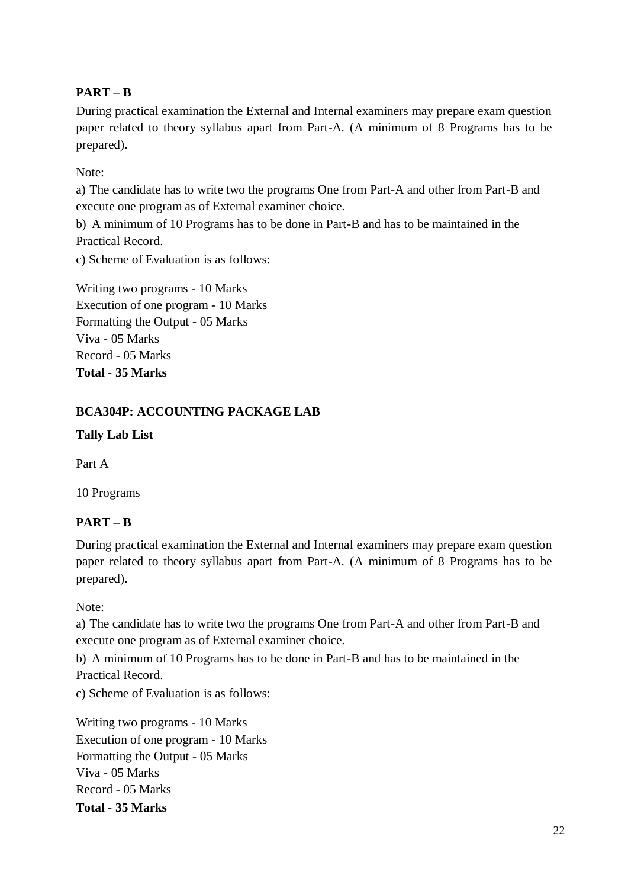**PART – B**

During practical examination the External and Internal examiners may prepare exam question paper related to theory syllabus apart from Part-A. (A minimum of 8 Programs has to be prepared).

Note:

a) The candidate has to write two the programs One from Part-A and other from Part-B and execute one program as of External examiner choice.

b) A minimum of 10 Programs has to be done in Part-B and has to be maintained in the Practical Record.

c) Scheme of Evaluation is as follows:

Writing two programs - 10 Marks
Execution of one program - 10 Marks
Formatting the Output - 05 Marks
Viva - 05 Marks
Record - 05 Marks
**Total - 35 Marks**

**BCA304P: ACCOUNTING PACKAGE LAB**

**Tally Lab List**

Part A

10 Programs

**PART – B**

During practical examination the External and Internal examiners may prepare exam question paper related to theory syllabus apart from Part-A. (A minimum of 8 Programs has to be prepared).

Note:

a) The candidate has to write two the programs One from Part-A and other from Part-B and execute one program as of External examiner choice.

b) A minimum of 10 Programs has to be done in Part-B and has to be maintained in the Practical Record.

c) Scheme of Evaluation is as follows:

Writing two programs - 10 Marks
Execution of one program - 10 Marks
Formatting the Output - 05 Marks
Viva - 05 Marks
Record - 05 Marks
**Total - 35 Marks**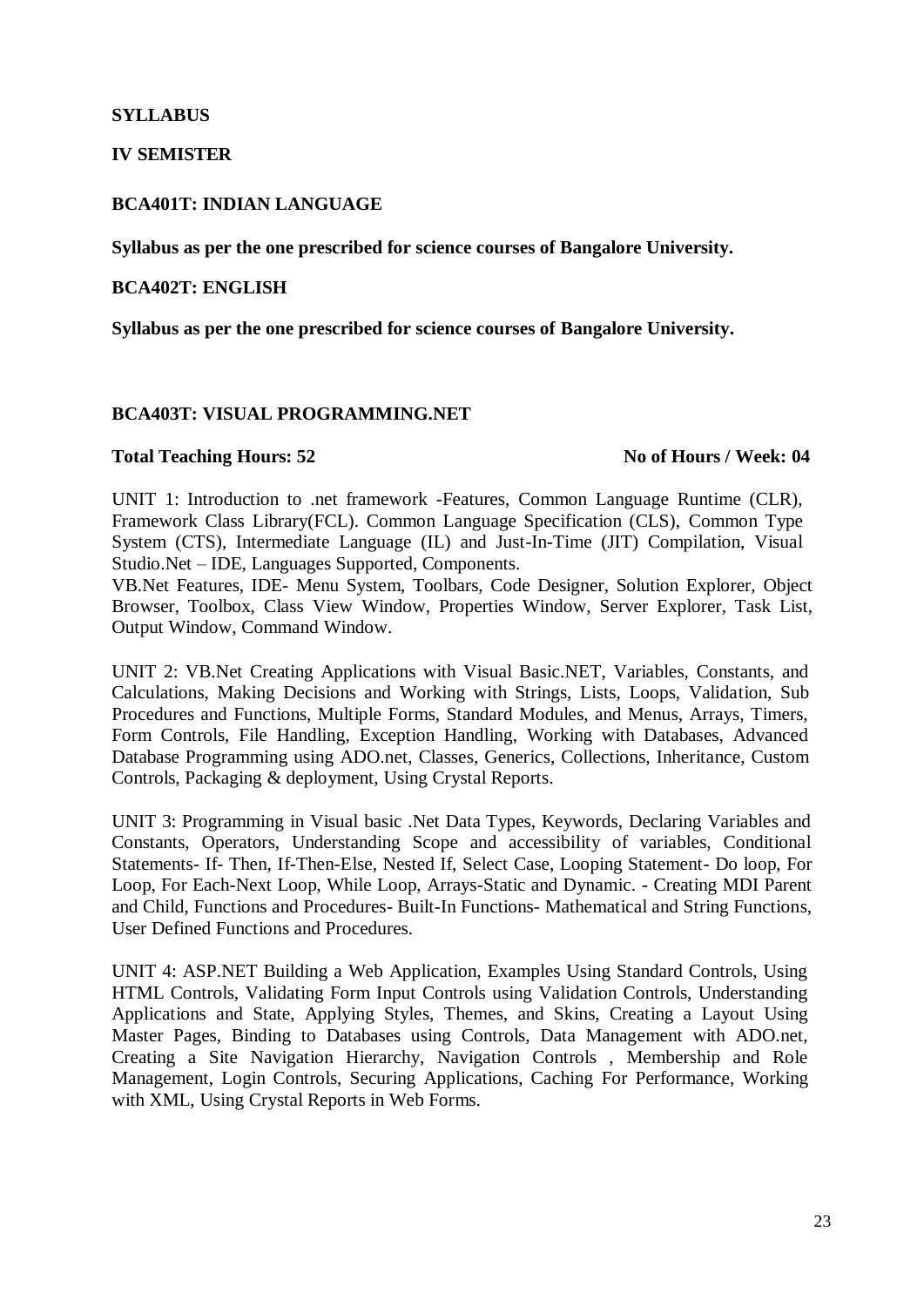**SYLLABUS**

**IV SEMISTER**

**BCA401T: INDIAN LANGUAGE**

**Syllabus as per the one prescribed for science courses of Bangalore University.**

**BCA402T: ENGLISH**

**Syllabus as per the one prescribed for science courses of Bangalore University.**

**BCA403T: VISUAL PROGRAMMING.NET**

**Total Teaching Hours: 52** **No of Hours / Week: 04**

UNIT 1: Introduction to .net framework -Features, Common Language Runtime (CLR), Framework Class Library(FCL). Common Language Specification (CLS), Common Type System (CTS), Intermediate Language (IL) and Just-In-Time (JIT) Compilation, Visual Studio.Net – IDE, Languages Supported, Components.
VB.Net Features, IDE- Menu System, Toolbars, Code Designer, Solution Explorer, Object Browser, Toolbox, Class View Window, Properties Window, Server Explorer, Task List, Output Window, Command Window.

UNIT 2: VB.Net Creating Applications with Visual Basic.NET, Variables, Constants, and Calculations, Making Decisions and Working with Strings, Lists, Loops, Validation, Sub Procedures and Functions, Multiple Forms, Standard Modules, and Menus, Arrays, Timers, Form Controls, File Handling, Exception Handling, Working with Databases, Advanced Database Programming using ADO.net, Classes, Generics, Collections, Inheritance, Custom Controls, Packaging & deployment, Using Crystal Reports.

UNIT 3: Programming in Visual basic .Net Data Types, Keywords, Declaring Variables and Constants, Operators, Understanding Scope and accessibility of variables, Conditional Statements- If- Then, If-Then-Else, Nested If, Select Case, Looping Statement- Do loop, For Loop, For Each-Next Loop, While Loop, Arrays-Static and Dynamic. - Creating MDI Parent and Child, Functions and Procedures- Built-In Functions- Mathematical and String Functions, User Defined Functions and Procedures.

UNIT 4: ASP.NET Building a Web Application, Examples Using Standard Controls, Using HTML Controls, Validating Form Input Controls using Validation Controls, Understanding Applications and State, Applying Styles, Themes, and Skins, Creating a Layout Using Master Pages, Binding to Databases using Controls, Data Management with ADO.net, Creating a Site Navigation Hierarchy, Navigation Controls , Membership and Role Management, Login Controls, Securing Applications, Caching For Performance, Working with XML, Using Crystal Reports in Web Forms.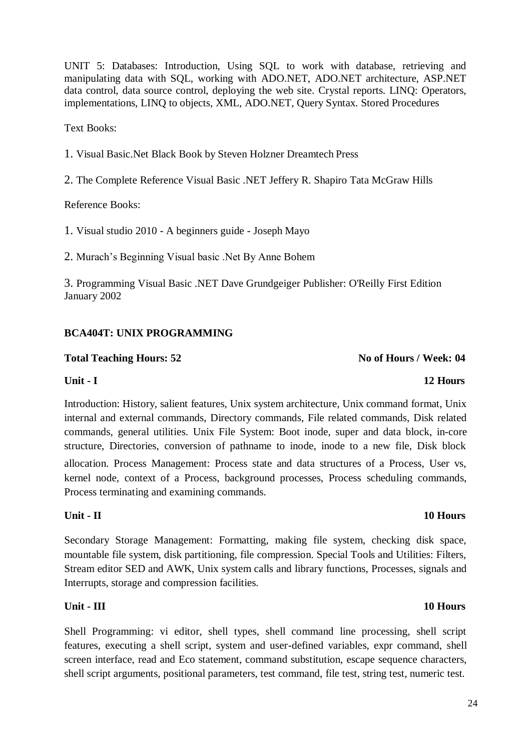UNIT 5: Databases: Introduction, Using SQL to work with database, retrieving and manipulating data with SQL, working with ADO.NET, ADO.NET architecture, ASP.NET data control, data source control, deploying the web site. Crystal reports. LINQ: Operators, implementations, LINQ to objects, XML, ADO.NET, Query Syntax. Stored Procedures

Text Books:

1. Visual Basic.Net Black Book by Steven Holzner Dreamtech Press

2. The Complete Reference Visual Basic .NET Jeffery R. Shapiro Tata McGraw Hills

Reference Books:

1. Visual studio 2010 - A beginners guide - Joseph Mayo

2. Murach's Beginning Visual basic .Net By Anne Bohem

3. Programming Visual Basic .NET Dave Grundgeiger Publisher: O'Reilly First Edition January 2002

## BCA404T: UNIX PROGRAMMING

**Total Teaching Hours: 52** **No of Hours / Week: 04**

**Unit - I** **12 Hours**

Introduction: History, salient features, Unix system architecture, Unix command format, Unix internal and external commands, Directory commands, File related commands, Disk related commands, general utilities. Unix File System: Boot inode, super and data block, in-core structure, Directories, conversion of pathname to inode, inode to a new file, Disk block allocation. Process Management: Process state and data structures of a Process, User vs, kernel node, context of a Process, background processes, Process scheduling commands, Process terminating and examining commands.

**Unit - II** **10 Hours**

Secondary Storage Management: Formatting, making file system, checking disk space, mountable file system, disk partitioning, file compression. Special Tools and Utilities: Filters, Stream editor SED and AWK, Unix system calls and library functions, Processes, signals and Interrupts, storage and compression facilities.

**Unit - III** **10 Hours**

Shell Programming: vi editor, shell types, shell command line processing, shell script features, executing a shell script, system and user-defined variables, expr command, shell screen interface, read and Eco statement, command substitution, escape sequence characters, shell script arguments, positional parameters, test command, file test, string test, numeric test.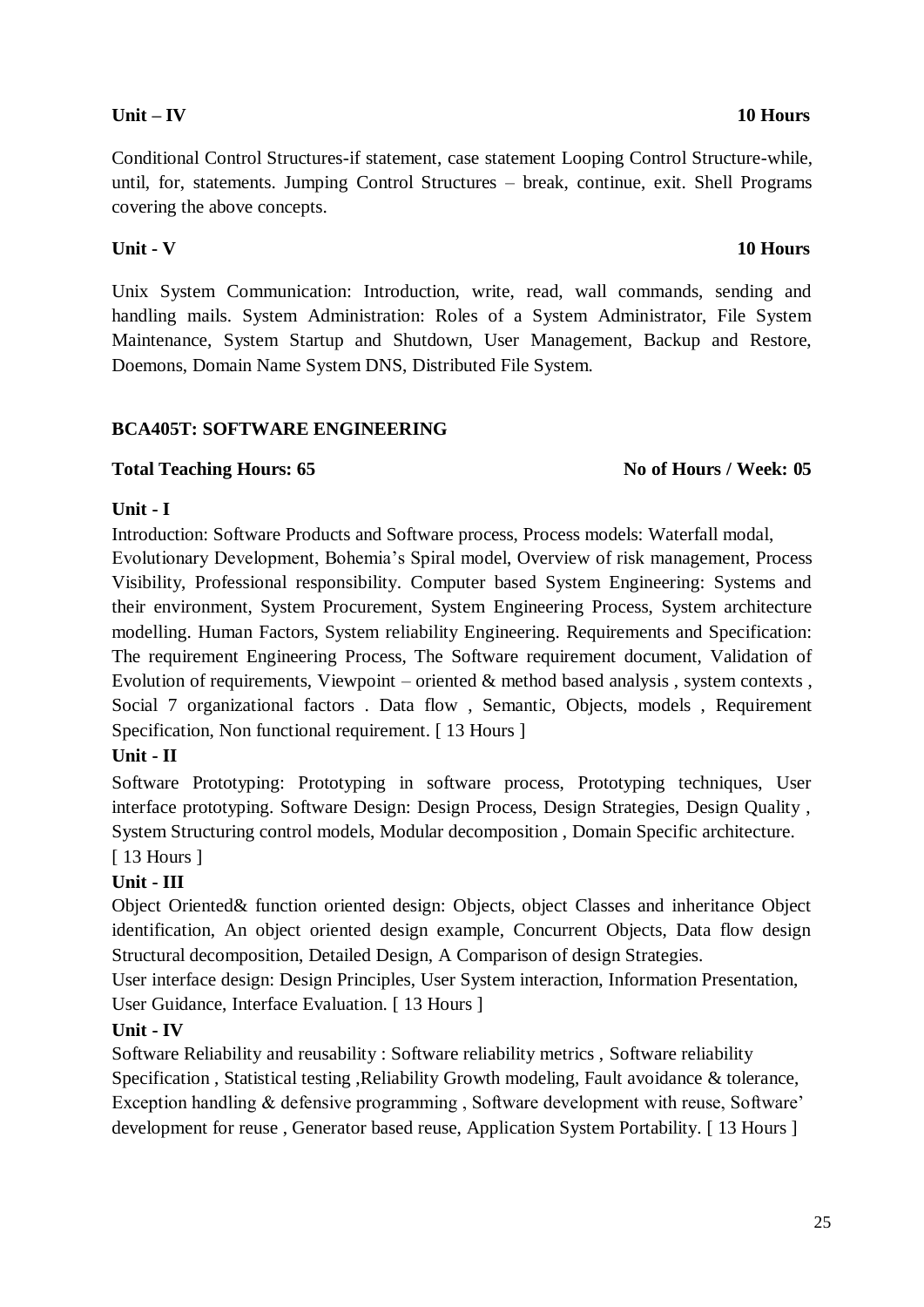**Unit – IV** **10 Hours**

Conditional Control Structures-if statement, case statement Looping Control Structure-while, until, for, statements. Jumping Control Structures – break, continue, exit. Shell Programs covering the above concepts.

**Unit - V** **10 Hours**

Unix System Communication: Introduction, write, read, wall commands, sending and handling mails. System Administration: Roles of a System Administrator, File System Maintenance, System Startup and Shutdown, User Management, Backup and Restore, Doemons, Domain Name System DNS, Distributed File System.

## BCA405T: SOFTWARE ENGINEERING

**Total Teaching Hours: 65** **No of Hours / Week: 05**

**Unit - I**

Introduction: Software Products and Software process, Process models: Waterfall modal, Evolutionary Development, Bohemia's Spiral model, Overview of risk management, Process Visibility, Professional responsibility. Computer based System Engineering: Systems and their environment, System Procurement, System Engineering Process, System architecture modelling. Human Factors, System reliability Engineering. Requirements and Specification: The requirement Engineering Process, The Software requirement document, Validation of Evolution of requirements, Viewpoint – oriented & method based analysis , system contexts , Social 7 organizational factors . Data flow , Semantic, Objects, models , Requirement Specification, Non functional requirement. [ 13 Hours ]

**Unit - II**

Software Prototyping: Prototyping in software process, Prototyping techniques, User interface prototyping. Software Design: Design Process, Design Strategies, Design Quality , System Structuring control models, Modular decomposition , Domain Specific architecture. [ 13 Hours ]

**Unit - III**

Object Oriented& function oriented design: Objects, object Classes and inheritance Object identification, An object oriented design example, Concurrent Objects, Data flow design Structural decomposition, Detailed Design, A Comparison of design Strategies.

User interface design: Design Principles, User System interaction, Information Presentation, User Guidance, Interface Evaluation. [ 13 Hours ]

**Unit - IV**

Software Reliability and reusability : Software reliability metrics , Software reliability Specification , Statistical testing ,Reliability Growth modeling, Fault avoidance & tolerance, Exception handling & defensive programming , Software development with reuse, Software' development for reuse , Generator based reuse, Application System Portability. [ 13 Hours ]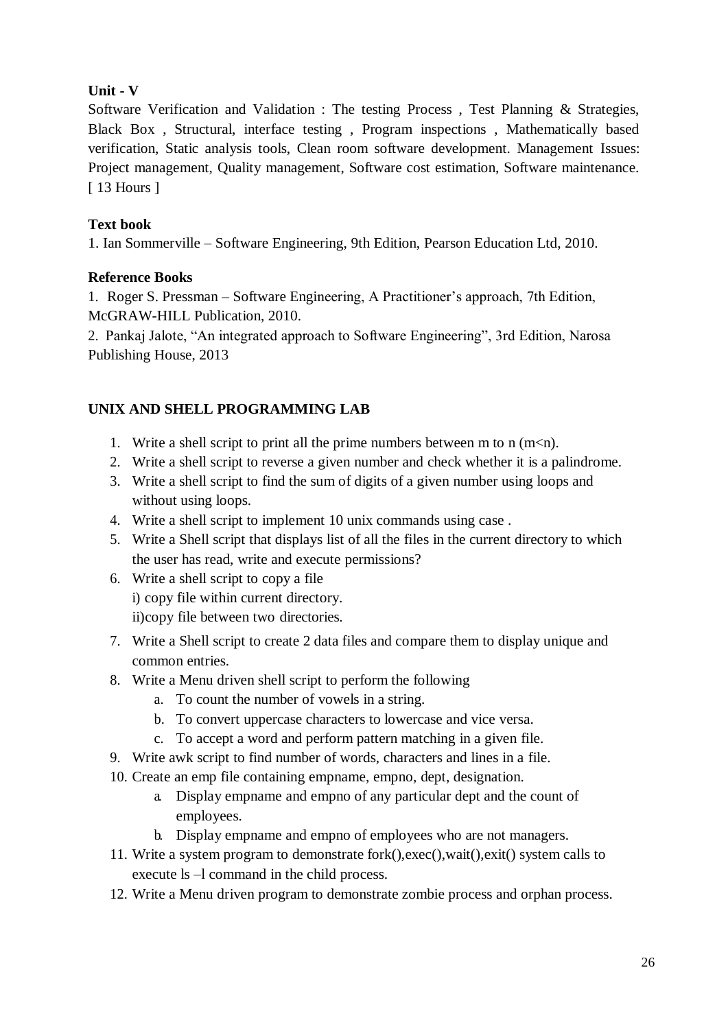**Unit - V**

Software Verification and Validation : The testing Process , Test Planning & Strategies, Black Box , Structural, interface testing , Program inspections , Mathematically based verification, Static analysis tools, Clean room software development. Management Issues: Project management, Quality management, Software cost estimation, Software maintenance. [ 13 Hours ]

**Text book**

1. Ian Sommerville – Software Engineering, 9th Edition, Pearson Education Ltd, 2010.

**Reference Books**

1. Roger S. Pressman – Software Engineering, A Practitioner's approach, 7th Edition, McGRAW-HILL Publication, 2010.
2. Pankaj Jalote, "An integrated approach to Software Engineering", 3rd Edition, Narosa Publishing House, 2013

## UNIX AND SHELL PROGRAMMING LAB

1. Write a shell script to print all the prime numbers between m to n (m<n).
2. Write a shell script to reverse a given number and check whether it is a palindrome.
3. Write a shell script to find the sum of digits of a given number using loops and without using loops.
4. Write a shell script to implement 10 unix commands using case .
5. Write a Shell script that displays list of all the files in the current directory to which the user has read, write and execute permissions?
6. Write a shell script to copy a file
   i) copy file within current directory.
   ii)copy file between two directories.
7. Write a Shell script to create 2 data files and compare them to display unique and common entries.
8. Write a Menu driven shell script to perform the following
   a. To count the number of vowels in a string.
   b. To convert uppercase characters to lowercase and vice versa.
   c. To accept a word and perform pattern matching in a given file.
9. Write awk script to find number of words, characters and lines in a file.
10. Create an emp file containing empname, empno, dept, designation.
    a. Display empname and empno of any particular dept and the count of employees.
    b. Display empname and empno of employees who are not managers.
11. Write a system program to demonstrate fork(),exec(),wait(),exit() system calls to execute ls –l command in the child process.
12. Write a Menu driven program to demonstrate zombie process and orphan process.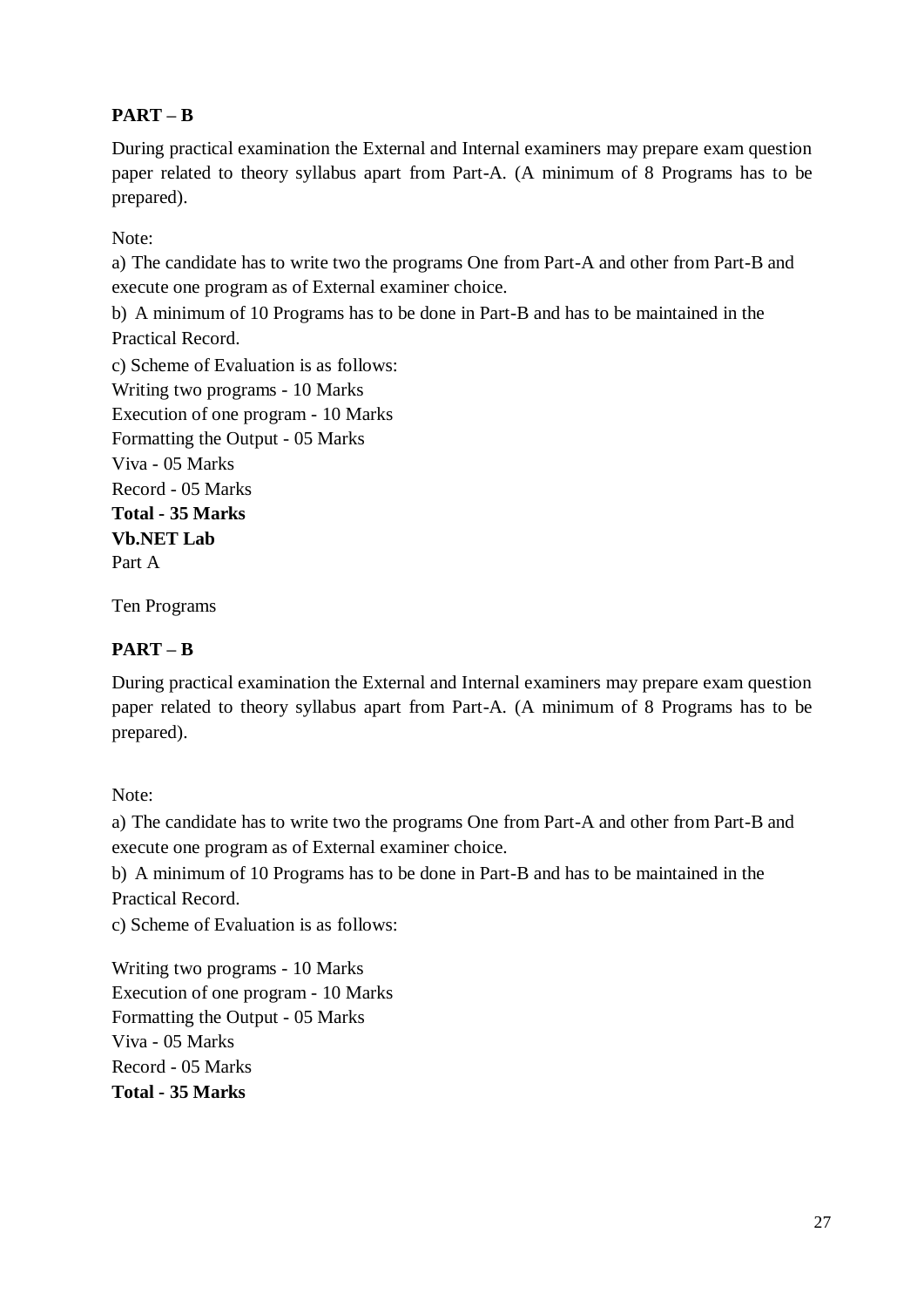**PART – B**

During practical examination the External and Internal examiners may prepare exam question paper related to theory syllabus apart from Part-A. (A minimum of 8 Programs has to be prepared).

Note:

a) The candidate has to write two the programs One from Part-A and other from Part-B and execute one program as of External examiner choice.

b) A minimum of 10 Programs has to be done in Part-B and has to be maintained in the Practical Record.

c) Scheme of Evaluation is as follows:

Writing two programs - 10 Marks
Execution of one program - 10 Marks
Formatting the Output - 05 Marks
Viva - 05 Marks
Record - 05 Marks
**Total - 35 Marks**

**Vb.NET Lab**

Part A

Ten Programs

**PART – B**

During practical examination the External and Internal examiners may prepare exam question paper related to theory syllabus apart from Part-A. (A minimum of 8 Programs has to be prepared).

Note:

a) The candidate has to write two the programs One from Part-A and other from Part-B and execute one program as of External examiner choice.

b) A minimum of 10 Programs has to be done in Part-B and has to be maintained in the Practical Record.

c) Scheme of Evaluation is as follows:

Writing two programs - 10 Marks
Execution of one program - 10 Marks
Formatting the Output - 05 Marks
Viva - 05 Marks
Record - 05 Marks
**Total - 35 Marks**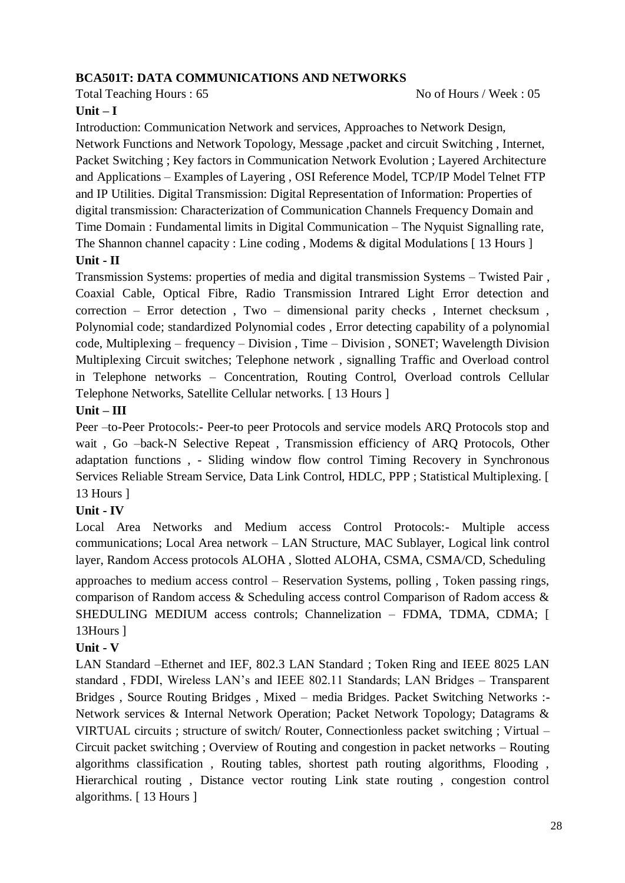**BCA501T: DATA COMMUNICATIONS AND NETWORKS**

Total Teaching Hours : 65 No of Hours / Week : 05

**Unit – I**

Introduction: Communication Network and services, Approaches to Network Design, Network Functions and Network Topology, Message ,packet and circuit Switching , Internet, Packet Switching ; Key factors in Communication Network Evolution ; Layered Architecture and Applications – Examples of Layering , OSI Reference Model, TCP/IP Model Telnet FTP and IP Utilities. Digital Transmission: Digital Representation of Information: Properties of digital transmission: Characterization of Communication Channels Frequency Domain and Time Domain : Fundamental limits in Digital Communication – The Nyquist Signalling rate, The Shannon channel capacity : Line coding , Modems & digital Modulations [ 13 Hours ]

**Unit - II**

Transmission Systems: properties of media and digital transmission Systems – Twisted Pair , Coaxial Cable, Optical Fibre, Radio Transmission Intrared Light Error detection and correction – Error detection , Two – dimensional parity checks , Internet checksum , Polynomial code; standardized Polynomial codes , Error detecting capability of a polynomial code, Multiplexing – frequency – Division , Time – Division , SONET; Wavelength Division Multiplexing Circuit switches; Telephone network , signalling Traffic and Overload control in Telephone networks – Concentration, Routing Control, Overload controls Cellular Telephone Networks, Satellite Cellular networks. [ 13 Hours ]

**Unit – III**

Peer –to-Peer Protocols:- Peer-to peer Protocols and service models ARQ Protocols stop and wait , Go –back-N Selective Repeat , Transmission efficiency of ARQ Protocols, Other adaptation functions , - Sliding window flow control Timing Recovery in Synchronous Services Reliable Stream Service, Data Link Control, HDLC, PPP ; Statistical Multiplexing. [ 13 Hours ]

**Unit - IV**

Local Area Networks and Medium access Control Protocols:- Multiple access communications; Local Area network – LAN Structure, MAC Sublayer, Logical link control layer, Random Access protocols ALOHA , Slotted ALOHA, CSMA, CSMA/CD, Scheduling approaches to medium access control – Reservation Systems, polling , Token passing rings, comparison of Random access & Scheduling access control Comparison of Radom access & SHEDULING MEDIUM access controls; Channelization – FDMA, TDMA, CDMA; [ 13Hours ]

**Unit - V**

LAN Standard –Ethernet and IEF, 802.3 LAN Standard ; Token Ring and IEEE 8025 LAN standard , FDDI, Wireless LAN's and IEEE 802.11 Standards; LAN Bridges – Transparent Bridges , Source Routing Bridges , Mixed – media Bridges. Packet Switching Networks :- Network services & Internal Network Operation; Packet Network Topology; Datagrams & VIRTUAL circuits ; structure of switch/ Router, Connectionless packet switching ; Virtual – Circuit packet switching ; Overview of Routing and congestion in packet networks – Routing algorithms classification , Routing tables, shortest path routing algorithms, Flooding , Hierarchical routing , Distance vector routing Link state routing , congestion control algorithms. [ 13 Hours ]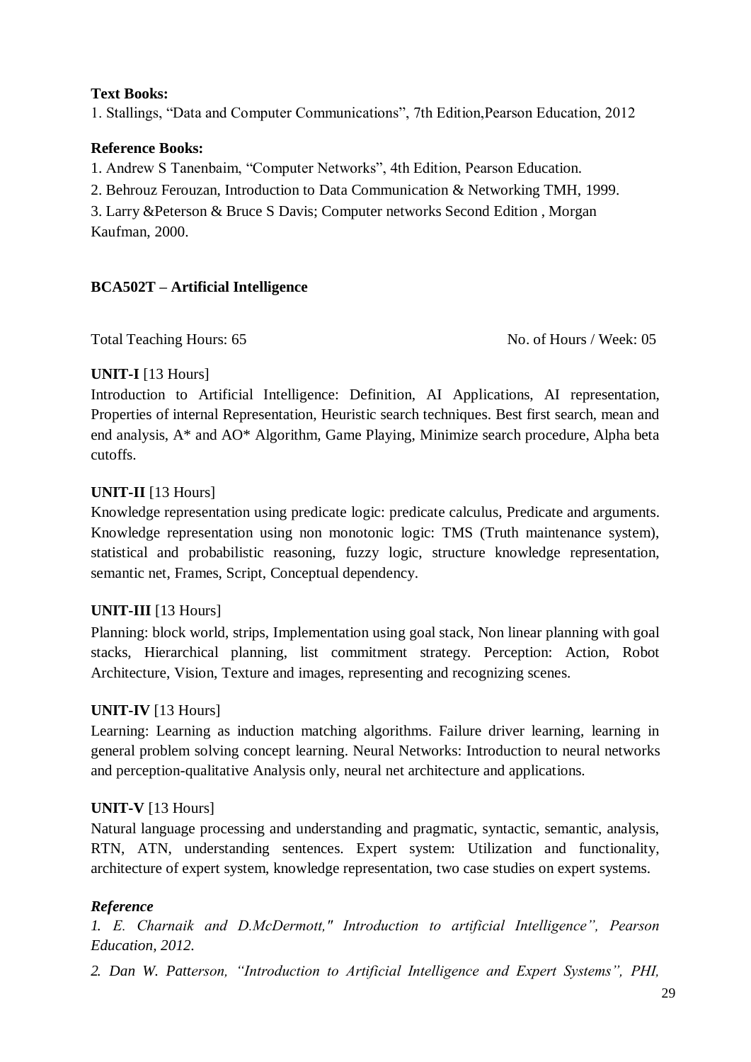**Text Books:**

1. Stallings, "Data and Computer Communications", 7th Edition,Pearson Education, 2012

**Reference Books:**

1. Andrew S Tanenbaim, "Computer Networks", 4th Edition, Pearson Education.
2. Behrouz Ferouzan, Introduction to Data Communication & Networking TMH, 1999.
3. Larry &Peterson & Bruce S Davis; Computer networks Second Edition , Morgan Kaufman, 2000.

## BCA502T – Artificial Intelligence

Total Teaching Hours: 65 No. of Hours / Week: 05

**UNIT-I** [13 Hours]

Introduction to Artificial Intelligence: Definition, AI Applications, AI representation, Properties of internal Representation, Heuristic search techniques. Best first search, mean and end analysis, A* and AO* Algorithm, Game Playing, Minimize search procedure, Alpha beta cutoffs.

**UNIT-II** [13 Hours]

Knowledge representation using predicate logic: predicate calculus, Predicate and arguments. Knowledge representation using non monotonic logic: TMS (Truth maintenance system), statistical and probabilistic reasoning, fuzzy logic, structure knowledge representation, semantic net, Frames, Script, Conceptual dependency.

**UNIT-III** [13 Hours]

Planning: block world, strips, Implementation using goal stack, Non linear planning with goal stacks, Hierarchical planning, list commitment strategy. Perception: Action, Robot Architecture, Vision, Texture and images, representing and recognizing scenes.

**UNIT-IV** [13 Hours]

Learning: Learning as induction matching algorithms. Failure driver learning, learning in general problem solving concept learning. Neural Networks: Introduction to neural networks and perception-qualitative Analysis only, neural net architecture and applications.

**UNIT-V** [13 Hours]

Natural language processing and understanding and pragmatic, syntactic, semantic, analysis, RTN, ATN, understanding sentences. Expert system: Utilization and functionality, architecture of expert system, knowledge representation, two case studies on expert systems.

***Reference***

*1. E. Charnaik and D.McDermott," Introduction to artificial Intelligence", Pearson Education, 2012.*

*2. Dan W. Patterson, "Introduction to Artificial Intelligence and Expert Systems", PHI,*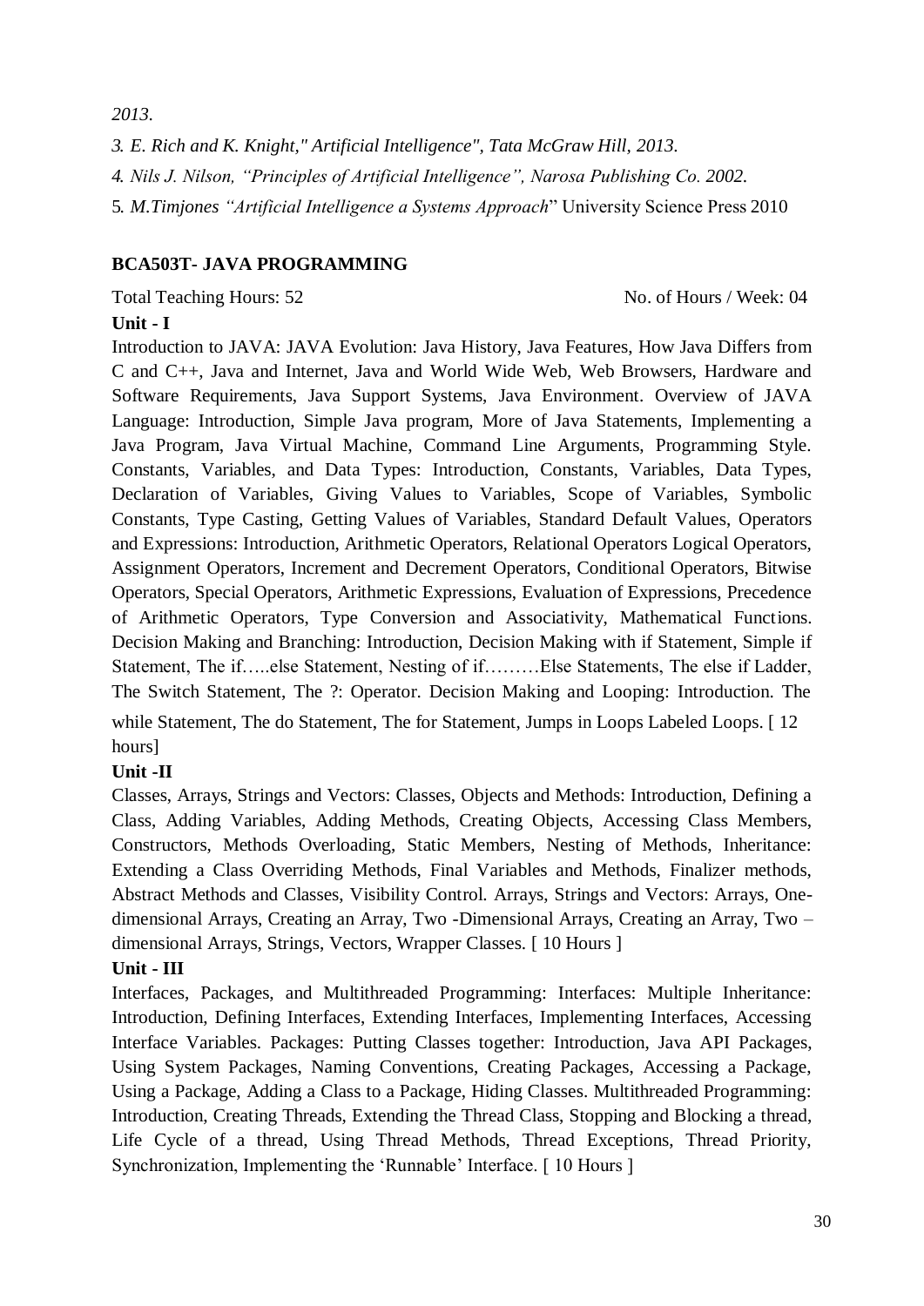*2013.*

*3. E. Rich and K. Knight," Artificial Intelligence", Tata McGraw Hill, 2013.*

*4. Nils J. Nilson, "Principles of Artificial Intelligence", Narosa Publishing Co. 2002.*

5. *M.Timjones "Artificial Intelligence a Systems Approach*" University Science Press 2010

## BCA503T- JAVA PROGRAMMING

Total Teaching Hours: 52 No. of Hours / Week: 04

**Unit - I**

Introduction to JAVA: JAVA Evolution: Java History, Java Features, How Java Differs from C and C++, Java and Internet, Java and World Wide Web, Web Browsers, Hardware and Software Requirements, Java Support Systems, Java Environment. Overview of JAVA Language: Introduction, Simple Java program, More of Java Statements, Implementing a Java Program, Java Virtual Machine, Command Line Arguments, Programming Style. Constants, Variables, and Data Types: Introduction, Constants, Variables, Data Types, Declaration of Variables, Giving Values to Variables, Scope of Variables, Symbolic Constants, Type Casting, Getting Values of Variables, Standard Default Values, Operators and Expressions: Introduction, Arithmetic Operators, Relational Operators Logical Operators, Assignment Operators, Increment and Decrement Operators, Conditional Operators, Bitwise Operators, Special Operators, Arithmetic Expressions, Evaluation of Expressions, Precedence of Arithmetic Operators, Type Conversion and Associativity, Mathematical Functions. Decision Making and Branching: Introduction, Decision Making with if Statement, Simple if Statement, The if…..else Statement, Nesting of if………Else Statements, The else if Ladder, The Switch Statement, The ?: Operator. Decision Making and Looping: Introduction. The while Statement, The do Statement, The for Statement, Jumps in Loops Labeled Loops. [ 12 hours]

**Unit -II**

Classes, Arrays, Strings and Vectors: Classes, Objects and Methods: Introduction, Defining a Class, Adding Variables, Adding Methods, Creating Objects, Accessing Class Members, Constructors, Methods Overloading, Static Members, Nesting of Methods, Inheritance: Extending a Class Overriding Methods, Final Variables and Methods, Finalizer methods, Abstract Methods and Classes, Visibility Control. Arrays, Strings and Vectors: Arrays, One-dimensional Arrays, Creating an Array, Two -Dimensional Arrays, Creating an Array, Two – dimensional Arrays, Strings, Vectors, Wrapper Classes. [ 10 Hours ]

**Unit - III**

Interfaces, Packages, and Multithreaded Programming: Interfaces: Multiple Inheritance: Introduction, Defining Interfaces, Extending Interfaces, Implementing Interfaces, Accessing Interface Variables. Packages: Putting Classes together: Introduction, Java API Packages, Using System Packages, Naming Conventions, Creating Packages, Accessing a Package, Using a Package, Adding a Class to a Package, Hiding Classes. Multithreaded Programming: Introduction, Creating Threads, Extending the Thread Class, Stopping and Blocking a thread, Life Cycle of a thread, Using Thread Methods, Thread Exceptions, Thread Priority, Synchronization, Implementing the 'Runnable' Interface. [ 10 Hours ]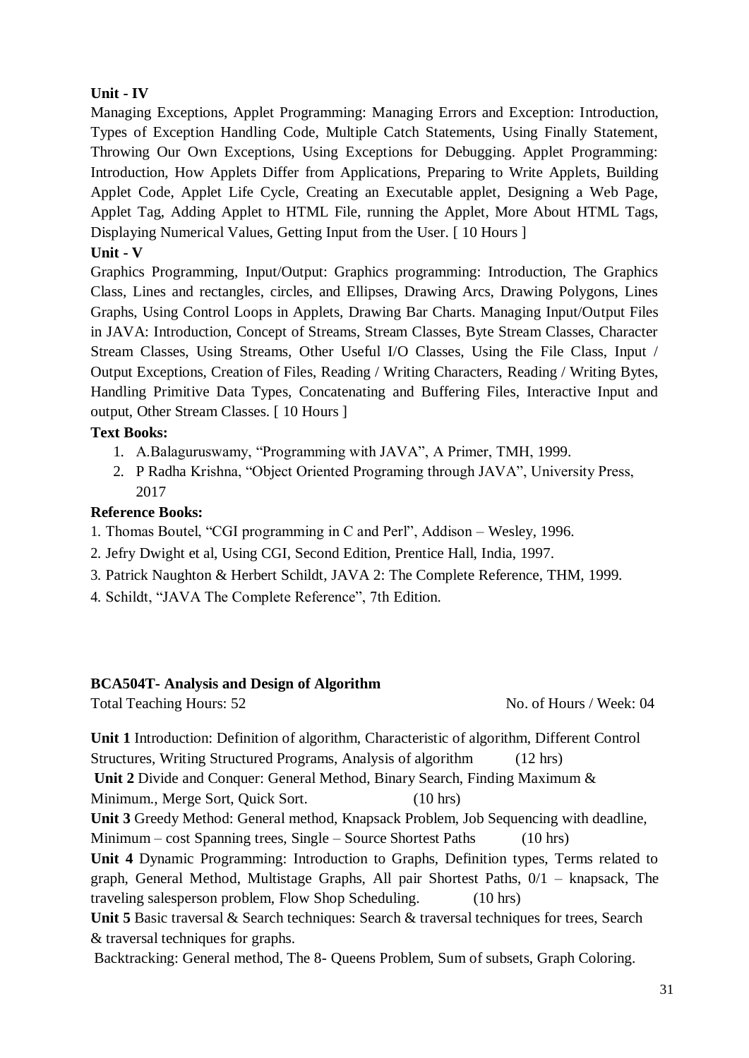**Unit - IV**

Managing Exceptions, Applet Programming: Managing Errors and Exception: Introduction, Types of Exception Handling Code, Multiple Catch Statements, Using Finally Statement, Throwing Our Own Exceptions, Using Exceptions for Debugging. Applet Programming: Introduction, How Applets Differ from Applications, Preparing to Write Applets, Building Applet Code, Applet Life Cycle, Creating an Executable applet, Designing a Web Page, Applet Tag, Adding Applet to HTML File, running the Applet, More About HTML Tags, Displaying Numerical Values, Getting Input from the User. [ 10 Hours ]

**Unit - V**

Graphics Programming, Input/Output: Graphics programming: Introduction, The Graphics Class, Lines and rectangles, circles, and Ellipses, Drawing Arcs, Drawing Polygons, Lines Graphs, Using Control Loops in Applets, Drawing Bar Charts. Managing Input/Output Files in JAVA: Introduction, Concept of Streams, Stream Classes, Byte Stream Classes, Character Stream Classes, Using Streams, Other Useful I/O Classes, Using the File Class, Input / Output Exceptions, Creation of Files, Reading / Writing Characters, Reading / Writing Bytes, Handling Primitive Data Types, Concatenating and Buffering Files, Interactive Input and output, Other Stream Classes. [ 10 Hours ]

**Text Books:**

1. A.Balaguruswamy, "Programming with JAVA", A Primer, TMH, 1999.
2. P Radha Krishna, "Object Oriented Programing through JAVA", University Press, 2017

**Reference Books:**

1. Thomas Boutel, "CGI programming in C and Perl", Addison – Wesley, 1996.
2. Jefry Dwight et al, Using CGI, Second Edition, Prentice Hall, India, 1997.
3. Patrick Naughton & Herbert Schildt, JAVA 2: The Complete Reference, THM, 1999.
4. Schildt, "JAVA The Complete Reference", 7th Edition.

**BCA504T- Analysis and Design of Algorithm**

Total Teaching Hours: 52 No. of Hours / Week: 04

**Unit 1** Introduction: Definition of algorithm, Characteristic of algorithm, Different Control Structures, Writing Structured Programs, Analysis of algorithm (12 hrs)

**Unit 2** Divide and Conquer: General Method, Binary Search, Finding Maximum & Minimum., Merge Sort, Quick Sort. (10 hrs)

**Unit 3** Greedy Method: General method, Knapsack Problem, Job Sequencing with deadline, Minimum – cost Spanning trees, Single – Source Shortest Paths (10 hrs)

**Unit 4** Dynamic Programming: Introduction to Graphs, Definition types, Terms related to graph, General Method, Multistage Graphs, All pair Shortest Paths, 0/1 – knapsack, The traveling salesperson problem, Flow Shop Scheduling. (10 hrs)

**Unit 5** Basic traversal & Search techniques: Search & traversal techniques for trees, Search & traversal techniques for graphs.

Backtracking: General method, The 8- Queens Problem, Sum of subsets, Graph Coloring.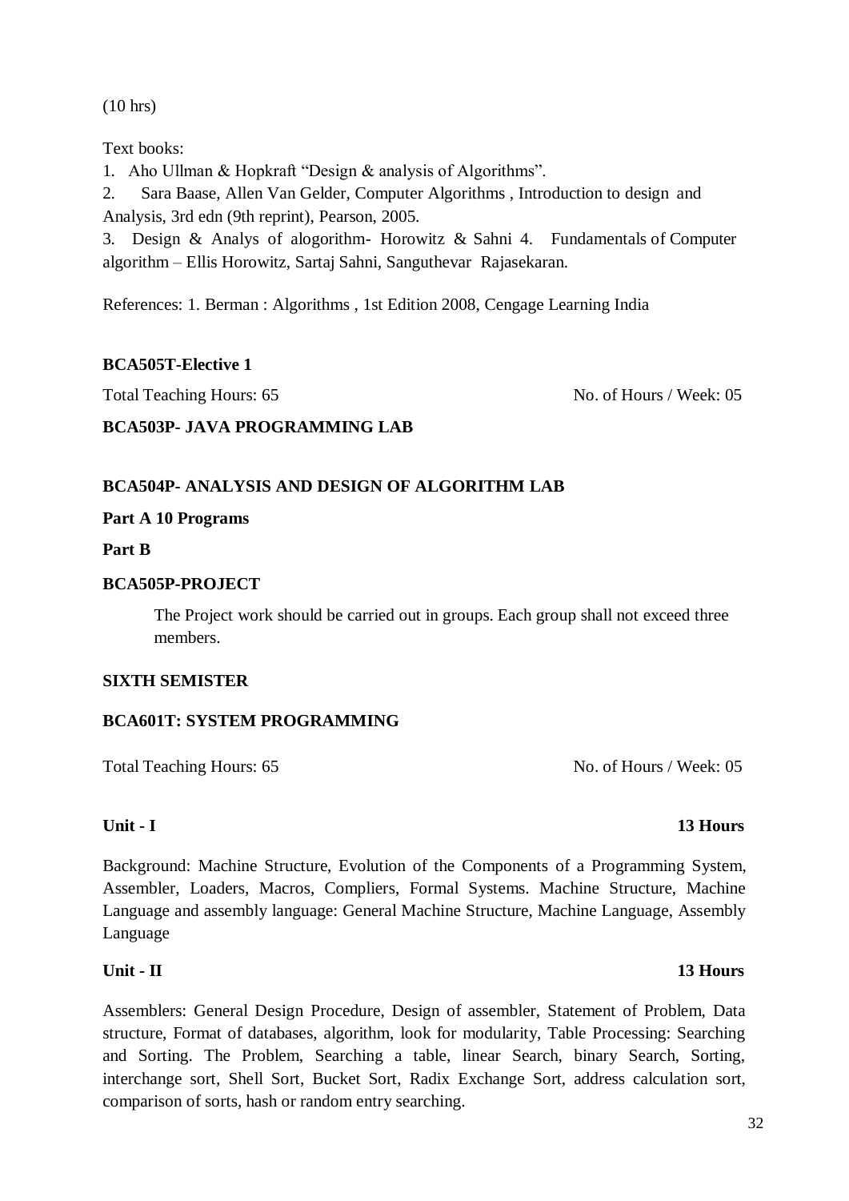(10 hrs)

Text books:

1. Aho Ullman & Hopkraft "Design & analysis of Algorithms".
2. Sara Baase, Allen Van Gelder, Computer Algorithms , Introduction to design and Analysis, 3rd edn (9th reprint), Pearson, 2005.
3. Design & Analys of alogorithm- Horowitz & Sahni 4. Fundamentals of Computer algorithm – Ellis Horowitz, Sartaj Sahni, Sanguthevar Rajasekaran.

References: 1. Berman : Algorithms , 1st Edition 2008, Cengage Learning India

**BCA505T-Elective 1**

Total Teaching Hours: 65 No. of Hours / Week: 05

**BCA503P- JAVA PROGRAMMING LAB**

**BCA504P- ANALYSIS AND DESIGN OF ALGORITHM LAB**

**Part A 10 Programs**

**Part B**

**BCA505P-PROJECT**

The Project work should be carried out in groups. Each group shall not exceed three members.

**SIXTH SEMISTER**

**BCA601T: SYSTEM PROGRAMMING**

Total Teaching Hours: 65 No. of Hours / Week: 05

**Unit - I 13 Hours**

Background: Machine Structure, Evolution of the Components of a Programming System, Assembler, Loaders, Macros, Compliers, Formal Systems. Machine Structure, Machine Language and assembly language: General Machine Structure, Machine Language, Assembly Language

**Unit - II 13 Hours**

Assemblers: General Design Procedure, Design of assembler, Statement of Problem, Data structure, Format of databases, algorithm, look for modularity, Table Processing: Searching and Sorting. The Problem, Searching a table, linear Search, binary Search, Sorting, interchange sort, Shell Sort, Bucket Sort, Radix Exchange Sort, address calculation sort, comparison of sorts, hash or random entry searching.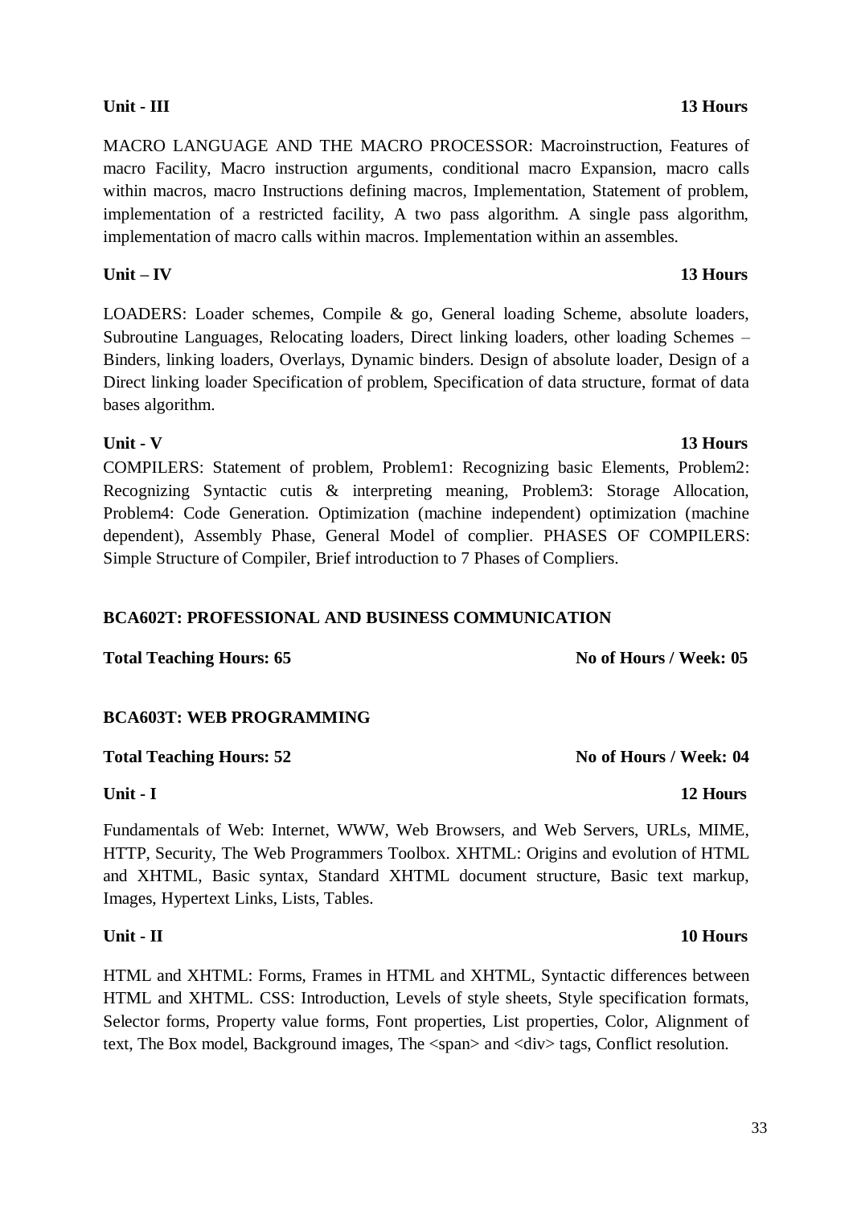**Unit - III** **13 Hours**

MACRO LANGUAGE AND THE MACRO PROCESSOR: Macroinstruction, Features of macro Facility, Macro instruction arguments, conditional macro Expansion, macro calls within macros, macro Instructions defining macros, Implementation, Statement of problem, implementation of a restricted facility, A two pass algorithm. A single pass algorithm, implementation of macro calls within macros. Implementation within an assembles.

**Unit – IV** **13 Hours**

LOADERS: Loader schemes, Compile & go, General loading Scheme, absolute loaders, Subroutine Languages, Relocating loaders, Direct linking loaders, other loading Schemes – Binders, linking loaders, Overlays, Dynamic binders. Design of absolute loader, Design of a Direct linking loader Specification of problem, Specification of data structure, format of data bases algorithm.

**Unit - V** **13 Hours**

COMPILERS: Statement of problem, Problem1: Recognizing basic Elements, Problem2: Recognizing Syntactic cutis & interpreting meaning, Problem3: Storage Allocation, Problem4: Code Generation. Optimization (machine independent) optimization (machine dependent), Assembly Phase, General Model of complier. PHASES OF COMPILERS: Simple Structure of Compiler, Brief introduction to 7 Phases of Compliers.

## BCA602T: PROFESSIONAL AND BUSINESS COMMUNICATION

**Total Teaching Hours: 65** **No of Hours / Week: 05**

## BCA603T: WEB PROGRAMMING

**Total Teaching Hours: 52** **No of Hours / Week: 04**

**Unit - I** **12 Hours**

Fundamentals of Web: Internet, WWW, Web Browsers, and Web Servers, URLs, MIME, HTTP, Security, The Web Programmers Toolbox. XHTML: Origins and evolution of HTML and XHTML, Basic syntax, Standard XHTML document structure, Basic text markup, Images, Hypertext Links, Lists, Tables.

**Unit - II** **10 Hours**

HTML and XHTML: Forms, Frames in HTML and XHTML, Syntactic differences between HTML and XHTML. CSS: Introduction, Levels of style sheets, Style specification formats, Selector forms, Property value forms, Font properties, List properties, Color, Alignment of text, The Box model, Background images, The <span> and <div> tags, Conflict resolution.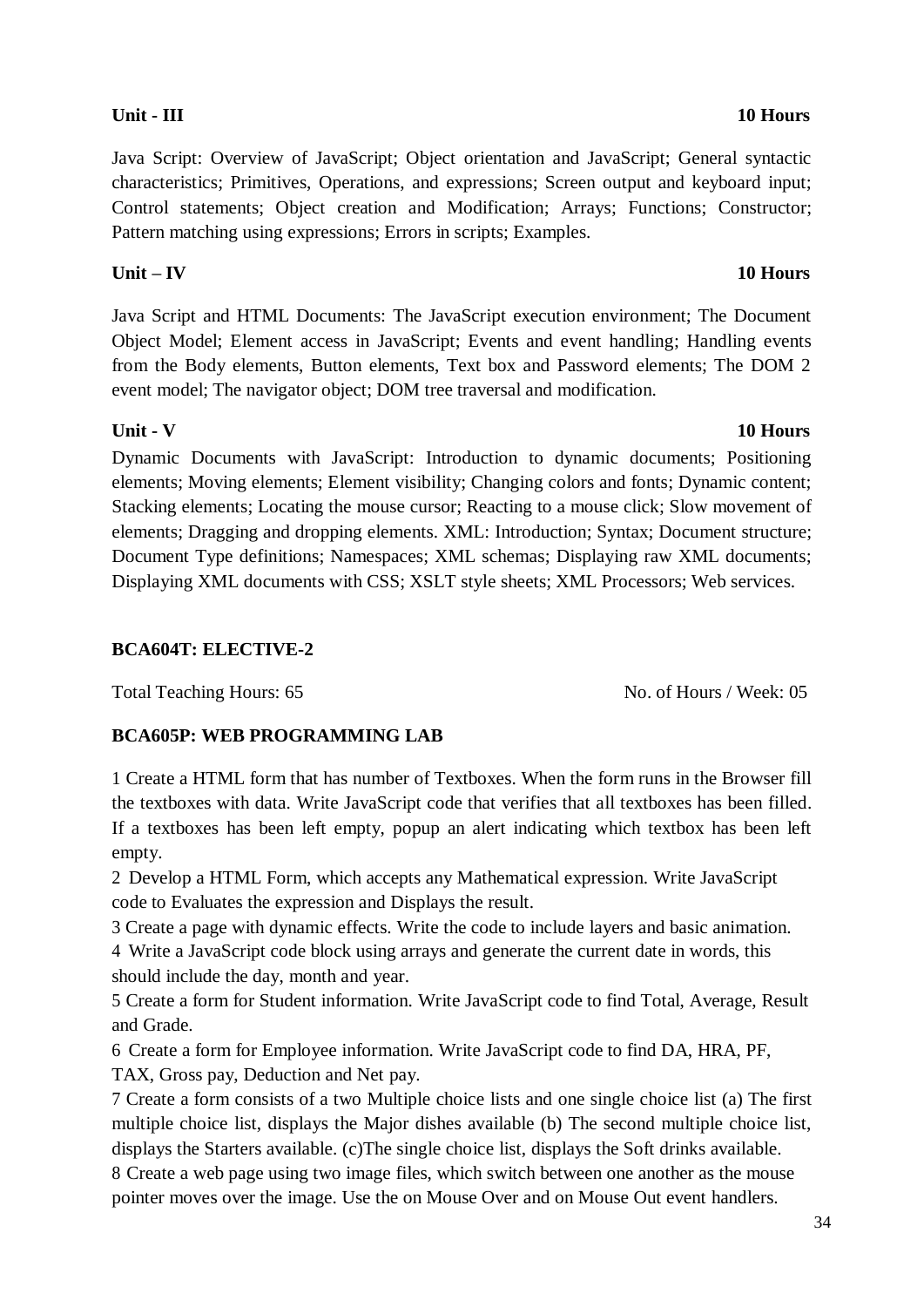**Unit - III** **10 Hours**

Java Script: Overview of JavaScript; Object orientation and JavaScript; General syntactic characteristics; Primitives, Operations, and expressions; Screen output and keyboard input; Control statements; Object creation and Modification; Arrays; Functions; Constructor; Pattern matching using expressions; Errors in scripts; Examples.

**Unit – IV** **10 Hours**

Java Script and HTML Documents: The JavaScript execution environment; The Document Object Model; Element access in JavaScript; Events and event handling; Handling events from the Body elements, Button elements, Text box and Password elements; The DOM 2 event model; The navigator object; DOM tree traversal and modification.

**Unit - V** **10 Hours**

Dynamic Documents with JavaScript: Introduction to dynamic documents; Positioning elements; Moving elements; Element visibility; Changing colors and fonts; Dynamic content; Stacking elements; Locating the mouse cursor; Reacting to a mouse click; Slow movement of elements; Dragging and dropping elements. XML: Introduction; Syntax; Document structure; Document Type definitions; Namespaces; XML schemas; Displaying raw XML documents; Displaying XML documents with CSS; XSLT style sheets; XML Processors; Web services.

**BCA604T: ELECTIVE-2**

Total Teaching Hours: 65 No. of Hours / Week: 05

**BCA605P: WEB PROGRAMMING LAB**

1 Create a HTML form that has number of Textboxes. When the form runs in the Browser fill the textboxes with data. Write JavaScript code that verifies that all textboxes has been filled. If a textboxes has been left empty, popup an alert indicating which textbox has been left empty.

2 Develop a HTML Form, which accepts any Mathematical expression. Write JavaScript code to Evaluates the expression and Displays the result.

3 Create a page with dynamic effects. Write the code to include layers and basic animation.

4 Write a JavaScript code block using arrays and generate the current date in words, this should include the day, month and year.

5 Create a form for Student information. Write JavaScript code to find Total, Average, Result and Grade.

6 Create a form for Employee information. Write JavaScript code to find DA, HRA, PF, TAX, Gross pay, Deduction and Net pay.

7 Create a form consists of a two Multiple choice lists and one single choice list (a) The first multiple choice list, displays the Major dishes available (b) The second multiple choice list, displays the Starters available. (c)The single choice list, displays the Soft drinks available.

8 Create a web page using two image files, which switch between one another as the mouse pointer moves over the image. Use the on Mouse Over and on Mouse Out event handlers.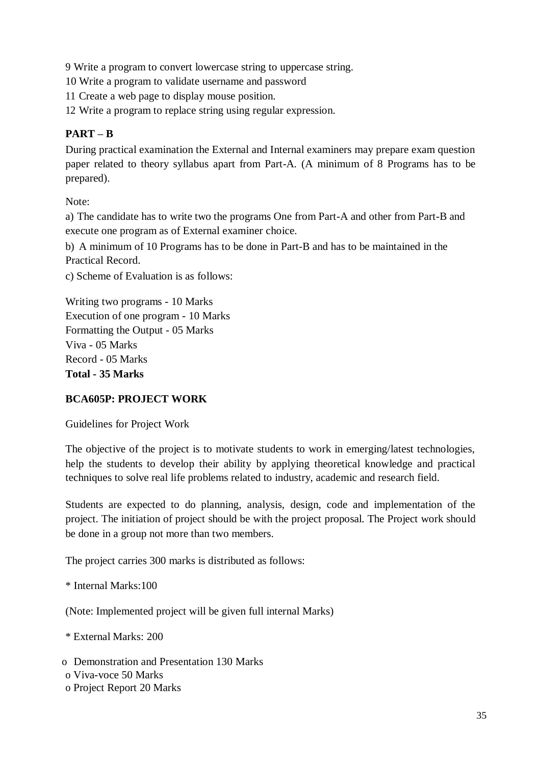9 Write a program to convert lowercase string to uppercase string.
10 Write a program to validate username and password
11 Create a web page to display mouse position.
12 Write a program to replace string using regular expression.

**PART – B**

During practical examination the External and Internal examiners may prepare exam question paper related to theory syllabus apart from Part-A. (A minimum of 8 Programs has to be prepared).

Note:

a) The candidate has to write two the programs One from Part-A and other from Part-B and execute one program as of External examiner choice.

b) A minimum of 10 Programs has to be done in Part-B and has to be maintained in the Practical Record.

c) Scheme of Evaluation is as follows:

Writing two programs - 10 Marks
Execution of one program - 10 Marks
Formatting the Output - 05 Marks
Viva - 05 Marks
Record - 05 Marks
**Total - 35 Marks**

**BCA605P: PROJECT WORK**

Guidelines for Project Work

The objective of the project is to motivate students to work in emerging/latest technologies, help the students to develop their ability by applying theoretical knowledge and practical techniques to solve real life problems related to industry, academic and research field.

Students are expected to do planning, analysis, design, code and implementation of the project. The initiation of project should be with the project proposal. The Project work should be done in a group not more than two members.

The project carries 300 marks is distributed as follows:

* Internal Marks:100

(Note: Implemented project will be given full internal Marks)

* External Marks: 200

- o Demonstration and Presentation 130 Marks
- o Viva-voce 50 Marks
- o Project Report 20 Marks